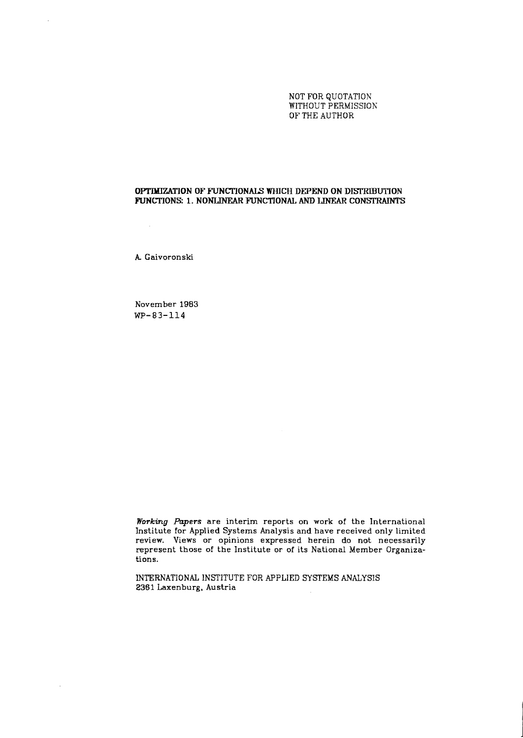NOT FOR QUOTATION
WITHOUT PERMISSION
OF THE AUTHOR

# OPTIMIZATION OF FUNCTIONALS WHICH DEPEND ON DISTRIBUTION FUNCTIONS: 1. NONLINEAR FUNCTIONAL AND LINEAR CONSTRAINTS

A. Gaivoronski

November 1983
WP-83-114

*Working Papers* are interim reports on work of the International Institute for Applied Systems Analysis and have received only limited review. Views or opinions expressed herein do not necessarily represent those of the Institute or of its National Member Organizations.

INTERNATIONAL INSTITUTE FOR APPLIED SYSTEMS ANALYSIS
2361 Laxenburg, Austria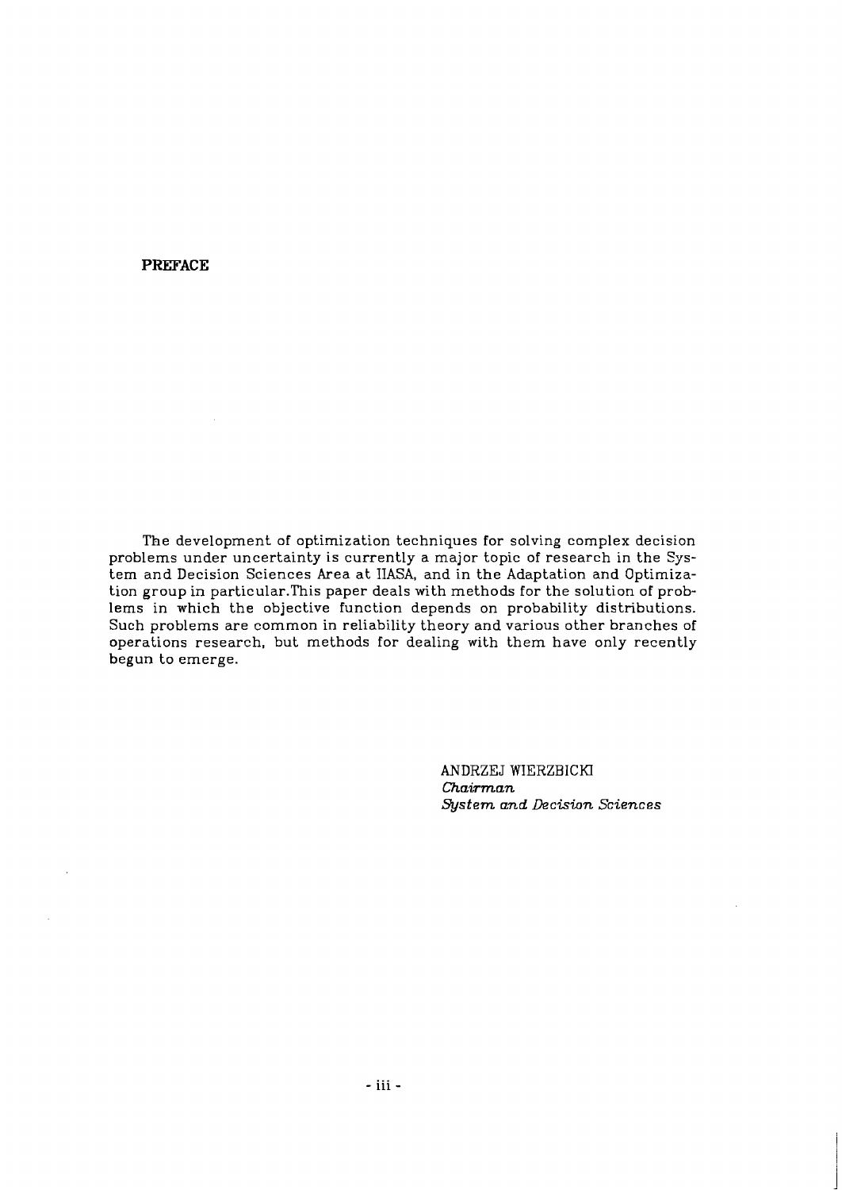## PREFACE

The development of optimization techniques for solving complex decision problems under uncertainty is currently a major topic of research in the System and Decision Sciences Area at IIASA, and in the Adaptation and Optimization group in particular.This paper deals with methods for the solution of problems in which the objective function depends on probability distributions. Such problems are common in reliability theory and various other branches of operations research, but methods for dealing with them have only recently begun to emerge.

ANDRZEJ WIERZBICKI
*Chairman*
*System and Decision Sciences*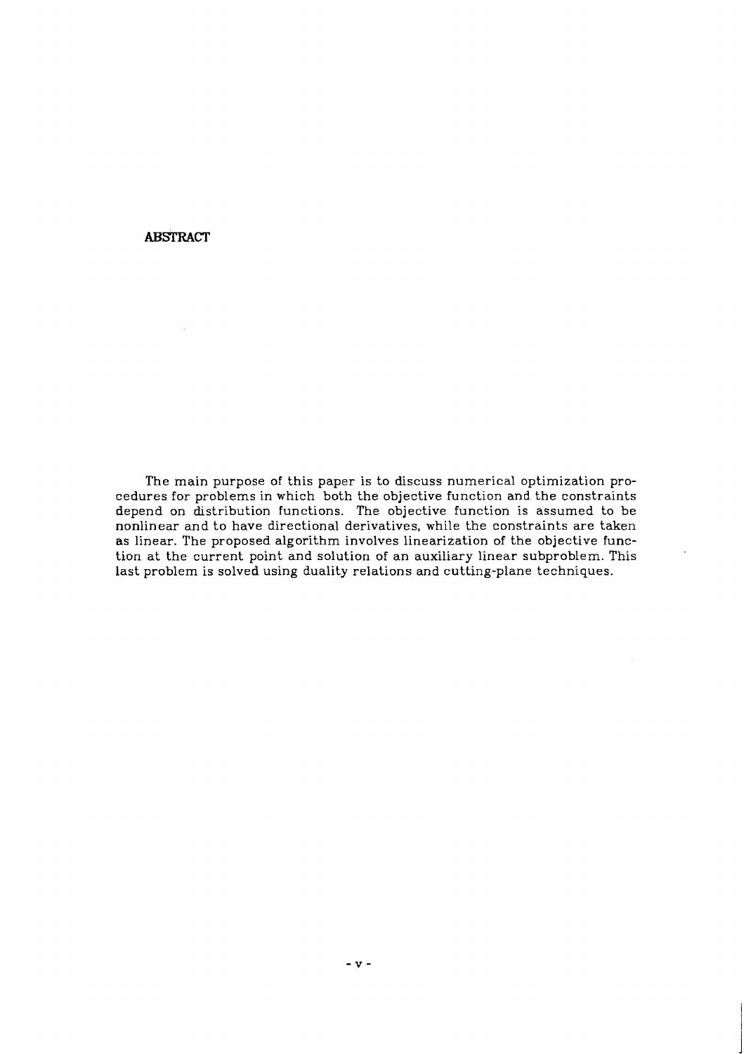# ABSTRACT

The main purpose of this paper is to discuss numerical optimization procedures for problems in which both the objective function and the constraints depend on distribution functions. The objective function is assumed to be nonlinear and to have directional derivatives, while the constraints are taken as linear. The proposed algorithm involves linearization of the objective function at the current point and solution of an auxiliary linear subproblem. This last problem is solved using duality relations and cutting-plane techniques.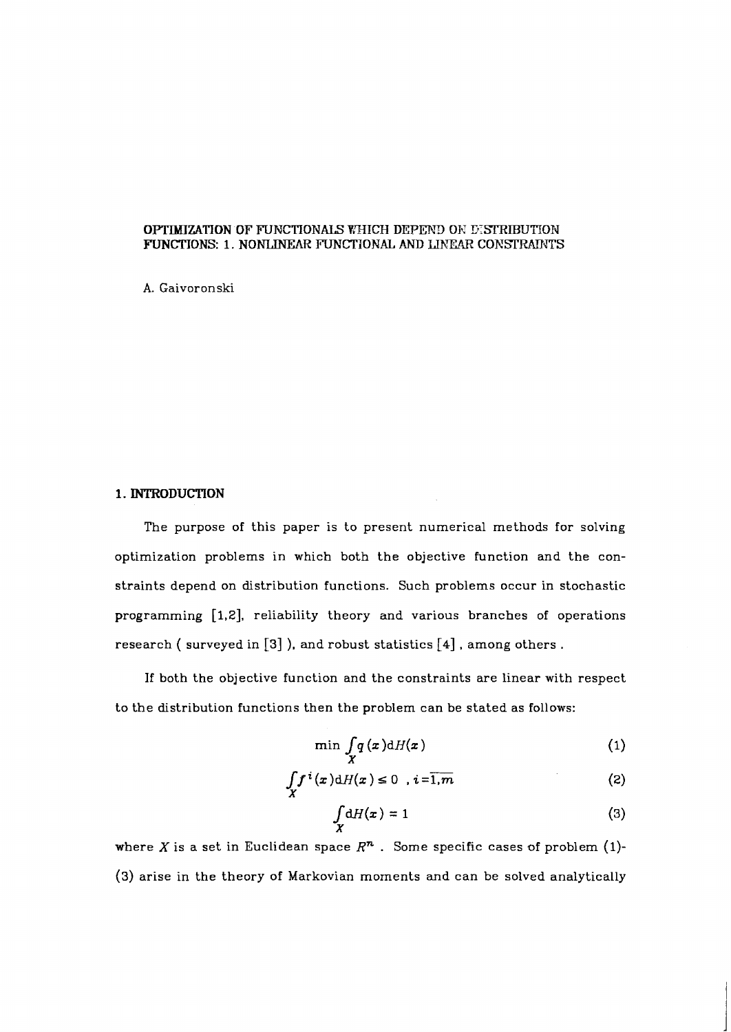# OPTIMIZATION OF FUNCTIONALS WHICH DEPEND ON DISTRIBUTION FUNCTIONS: 1. NONLINEAR FUNCTIONAL AND LINEAR CONSTRAINTS

A. Gaivoronski

## 1. INTRODUCTION

The purpose of this paper is to present numerical methods for solving optimization problems in which both the objective function and the constraints depend on distribution functions. Such problems occur in stochastic programming [1,2], reliability theory and various branches of operations research ( surveyed in [3] ), and robust statistics [4] , among others .

If both the objective function and the constraints are linear with respect to the distribution functions then the problem can be stated as follows:

$$\min \int_X q(x) \mathrm{d}H(x) \tag{1}$$

$$\int_X f^i(x) \mathrm{d}H(x) \leq 0 \quad , i=\overline{1,m} \tag{2}$$

$$\int_X \mathrm{d}H(x) = 1 \tag{3}$$

where $X$ is a set in Euclidean space $R^n$ . Some specific cases of problem (1)-(3) arise in the theory of Markovian moments and can be solved analytically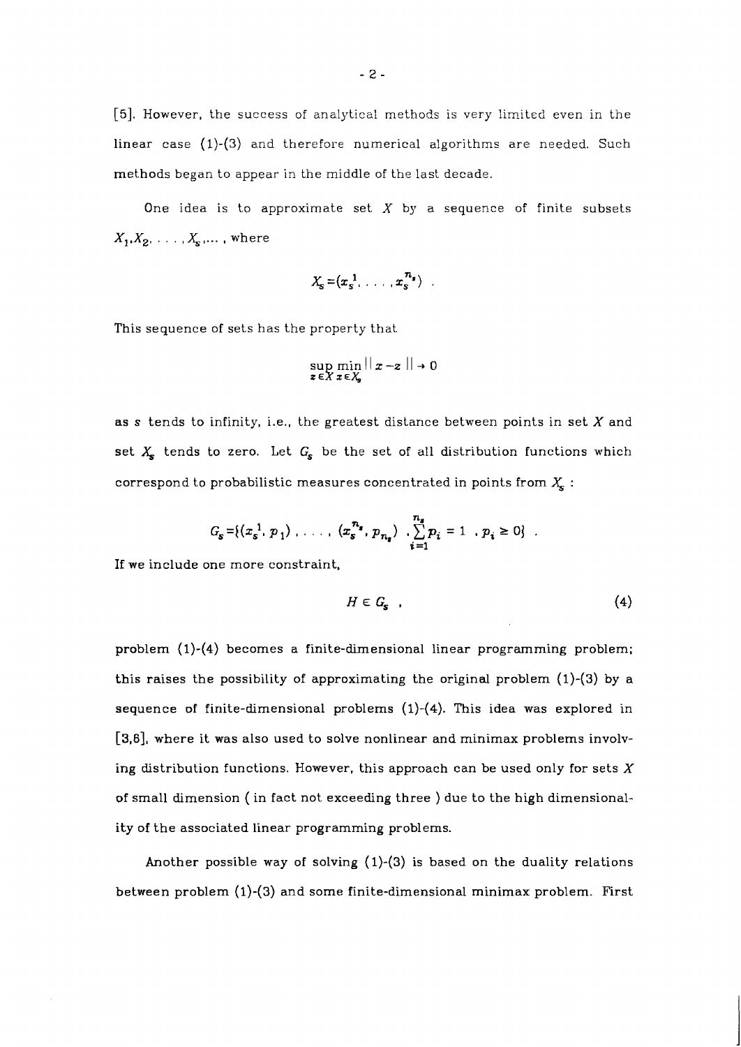[5]. However, the success of analytical methods is very limited even in the linear case (1)-(3) and therefore numerical algorithms are needed. Such methods began to appear in the middle of the last decade.

One idea is to approximate set $X$ by a sequence of finite subsets $X_1, X_2, \ldots, X_s, \ldots$, where

$$X_s = (x_s^1, \ldots, x_s^{n_s}) \ .$$

This sequence of sets has the property that

$$\sup_{z \in X} \min_{x \in X_s} || x - z || \to 0$$

as $s$ tends to infinity, i.e., the greatest distance between points in set $X$ and set $X_s$ tends to zero. Let $G_s$ be the set of all distribution functions which correspond to probabilistic measures concentrated in points from $X_s$ :

$$G_s = \{ (x_s^1, p_1), \ldots, (x_s^{n_s}, p_{n_s}) \ , \sum_{i=1}^{n_s} p_i = 1 \ , p_i \geq 0 \} \ .$$

If we include one more constraint,

$$H \in G_s \ , \tag{4}$$

problem (1)-(4) becomes a finite-dimensional linear programming problem; this raises the possibility of approximating the original problem (1)-(3) by a sequence of finite-dimensional problems (1)-(4). This idea was explored in [3,6], where it was also used to solve nonlinear and minimax problems involving distribution functions. However, this approach can be used only for sets $X$ of small dimension ( in fact not exceeding three ) due to the high dimensionality of the associated linear programming problems.

Another possible way of solving (1)-(3) is based on the duality relations between problem (1)-(3) and some finite-dimensional minimax problem. First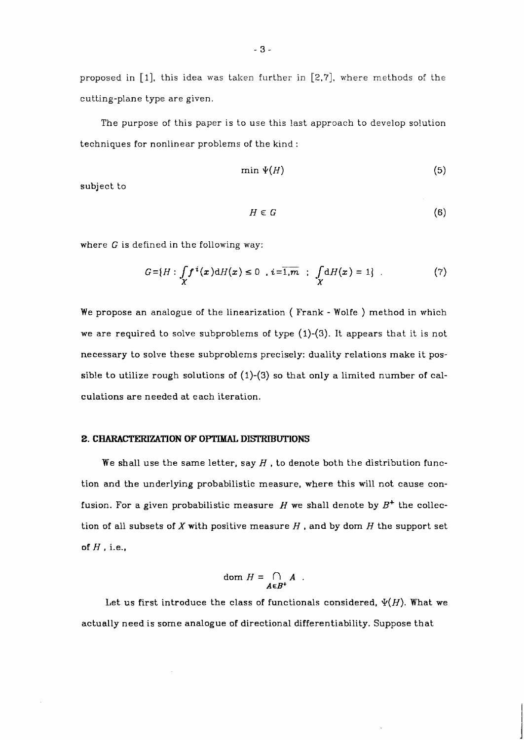proposed in [1], this idea was taken further in [2,7], where methods of the cutting-plane type are given.

The purpose of this paper is to use this last approach to develop solution techniques for nonlinear problems of the kind :

$$\min \Psi(H) \tag{5}$$

subject to

$$H \in G \tag{6}$$

where $G$ is defined in the following way:

$$G = \{H : \int_X f^i(x) \mathrm{d}H(x) \leq 0 \ , i = \overline{1,m} \ ; \ \int_X \mathrm{d}H(x) = 1\} \ . \tag{7}$$

We propose an analogue of the linearization ( Frank - Wolfe ) method in which we are required to solve subproblems of type (1)-(3). It appears that it is not necessary to solve these subproblems precisely: duality relations make it possible to utilize rough solutions of (1)-(3) so that only a limited number of calculations are needed at each iteration.

## 2. CHARACTERIZATION OF OPTIMAL DISTRIBUTIONS

We shall use the same letter, say $H$ , to denote both the distribution function and the underlying probabilistic measure, where this will not cause confusion. For a given probabilistic measure $H$ we shall denote by $B^+$ the collection of all subsets of $X$ with positive measure $H$ , and by dom $H$ the support set of $H$ , i.e.,

$$\text{dom } H = \bigcap_{A \in B^+} A \ .$$

Let us first introduce the class of functionals considered, $\Psi(H)$. What we actually need is some analogue of directional differentiability. Suppose that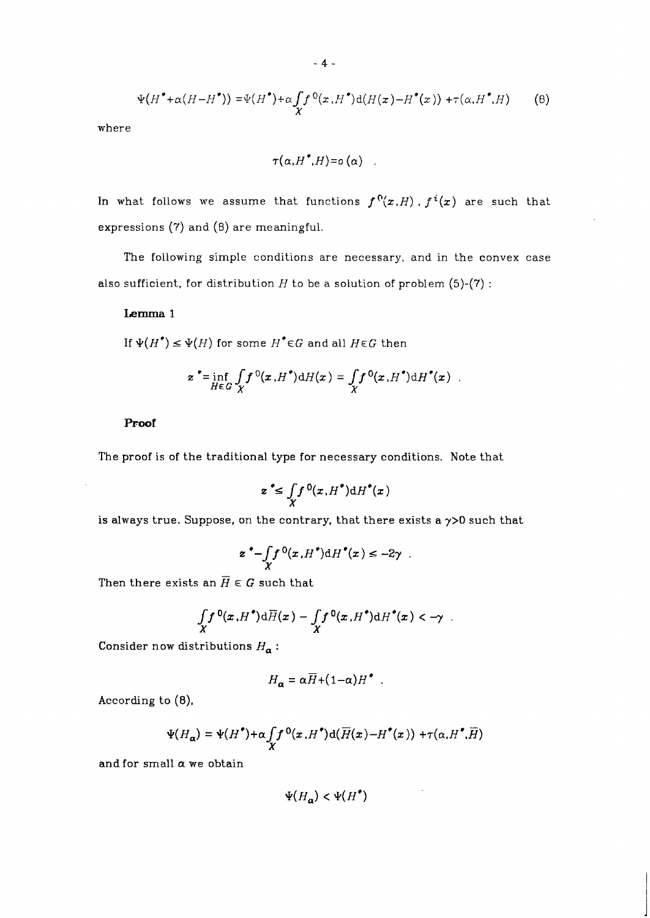$$\Psi(H^{*}+\alpha(H-H^{*})) = \Psi(H^{*})+\alpha\int_{X} f^{0}(x,H^{*})\mathrm{d}(H(x)-H^{*}(x)) + \tau(\alpha,H^{*},H) \qquad (8)$$

where

$$\tau(\alpha,H^{*},H)=o(\alpha) \quad .$$

In what follows we assume that functions $f^{0}(x,H)$ , $f^{i}(x)$ are such that expressions (7) and (8) are meaningful.

The following simple conditions are necessary, and in the convex case also sufficient, for distribution $H$ to be a solution of problem (5)-(7) :

**Lemma 1**

If $\Psi(H^{*}) \leq \Psi(H)$ for some $H^{*} \in G$ and all $H \in G$ then

$$z^{*} = \inf_{H \in G} \int_{X} f^{0}(x,H^{*})\mathrm{d}H(x) = \int_{X} f^{0}(x,H^{*})\mathrm{d}H^{*}(x) \quad .$$

**Proof**

The proof is of the traditional type for necessary conditions. Note that

$$z^{*} \leq \int_{X} f^{0}(x,H^{*})\mathrm{d}H^{*}(x)$$

is always true. Suppose, on the contrary, that there exists a $\gamma > 0$ such that

$$z^{*} - \int_{X} f^{0}(x,H^{*})\mathrm{d}H^{*}(x) \leq -2\gamma \quad .$$

Then there exists an $\overline{H} \in G$ such that

$$\int_{X} f^{0}(x,H^{*})\mathrm{d}\overline{H}(x) - \int_{X} f^{0}(x,H^{*})\mathrm{d}H^{*}(x) < -\gamma \quad .$$

Consider now distributions $H_{\alpha}$ :

$$H_{\alpha} = \alpha\overline{H} + (1-\alpha)H^{*} \quad .$$

According to (8),

$$\Psi(H_{\alpha}) = \Psi(H^{*}) + \alpha\int_{X} f^{0}(x,H^{*})\mathrm{d}(\overline{H}(x)-H^{*}(x)) + \tau(\alpha,H^{*},\overline{H})$$

and for small $\alpha$ we obtain

$$\Psi(H_{\alpha}) < \Psi(H^{*})$$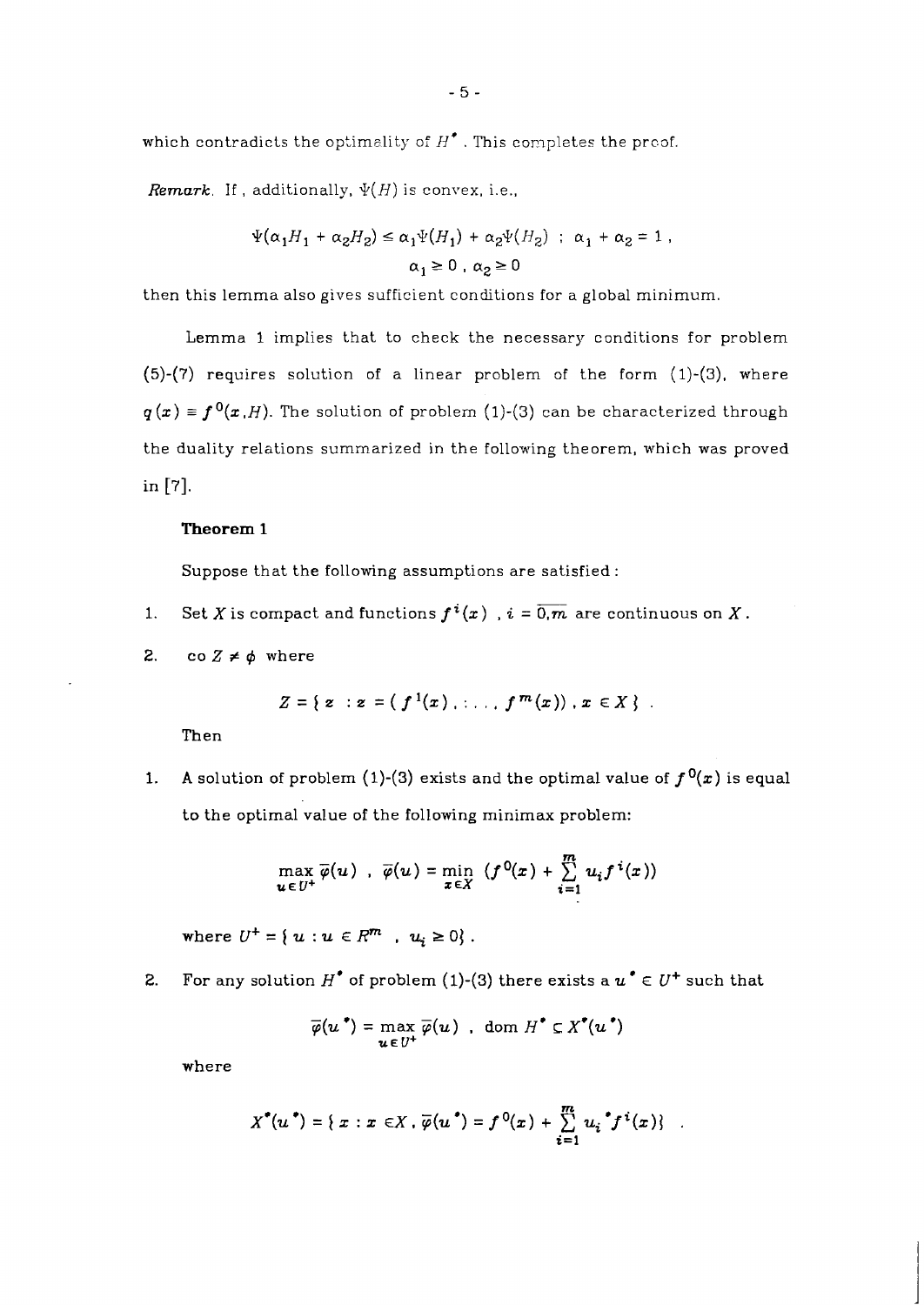which contradicts the optimality of $H^*$. This completes the proof.

*Remark.* If, additionally, $\Psi(H)$ is convex, i.e.,

$$\Psi(\alpha_1 H_1 + \alpha_2 H_2) \le \alpha_1 \Psi(H_1) + \alpha_2 \Psi(H_2) \ ; \ \alpha_1 + \alpha_2 = 1 \ ,$$
$$\alpha_1 \ge 0 \ , \ \alpha_2 \ge 0$$

then this lemma also gives sufficient conditions for a global minimum.

Lemma 1 implies that to check the necessary conditions for problem (5)-(7) requires solution of a linear problem of the form (1)-(3), where $q(x) \equiv f^0(x, H)$. The solution of problem (1)-(3) can be characterized through the duality relations summarized in the following theorem, which was proved in [7].

**Theorem 1**

Suppose that the following assumptions are satisfied:

1. Set $X$ is compact and functions $f^i(x)$, $i = \overline{0,m}$ are continuous on $X$.
2. $\text{co}\, Z \ne \phi$ where

$$Z = \{ z \ : z = ( f^1(x), \dots, f^m(x)), x \in X \} \ .$$

Then

1. A solution of problem (1)-(3) exists and the optimal value of $f^0(x)$ is equal to the optimal value of the following minimax problem:

$$\max_{u \in U^+} \overline{\varphi}(u) \ , \ \overline{\varphi}(u) = \min_{x \in X} \ (f^0(x) + \sum_{i=1}^{m} u_i f^i(x))$$

where $U^+ = \{ u : u \in R^m \ , \ u_i \ge 0 \}$.

2. For any solution $H^*$ of problem (1)-(3) there exists a $u^* \in U^+$ such that

$$\overline{\varphi}(u^*) = \max_{u \in U^+} \overline{\varphi}(u) \ , \ \text{dom}\, H^* \subset X^*(u^*)$$

where

$$X^*(u^*) = \{ x : x \in X, \overline{\varphi}(u^*) = f^0(x) + \sum_{i=1}^{m} u_i^* f^i(x) \} \ .$$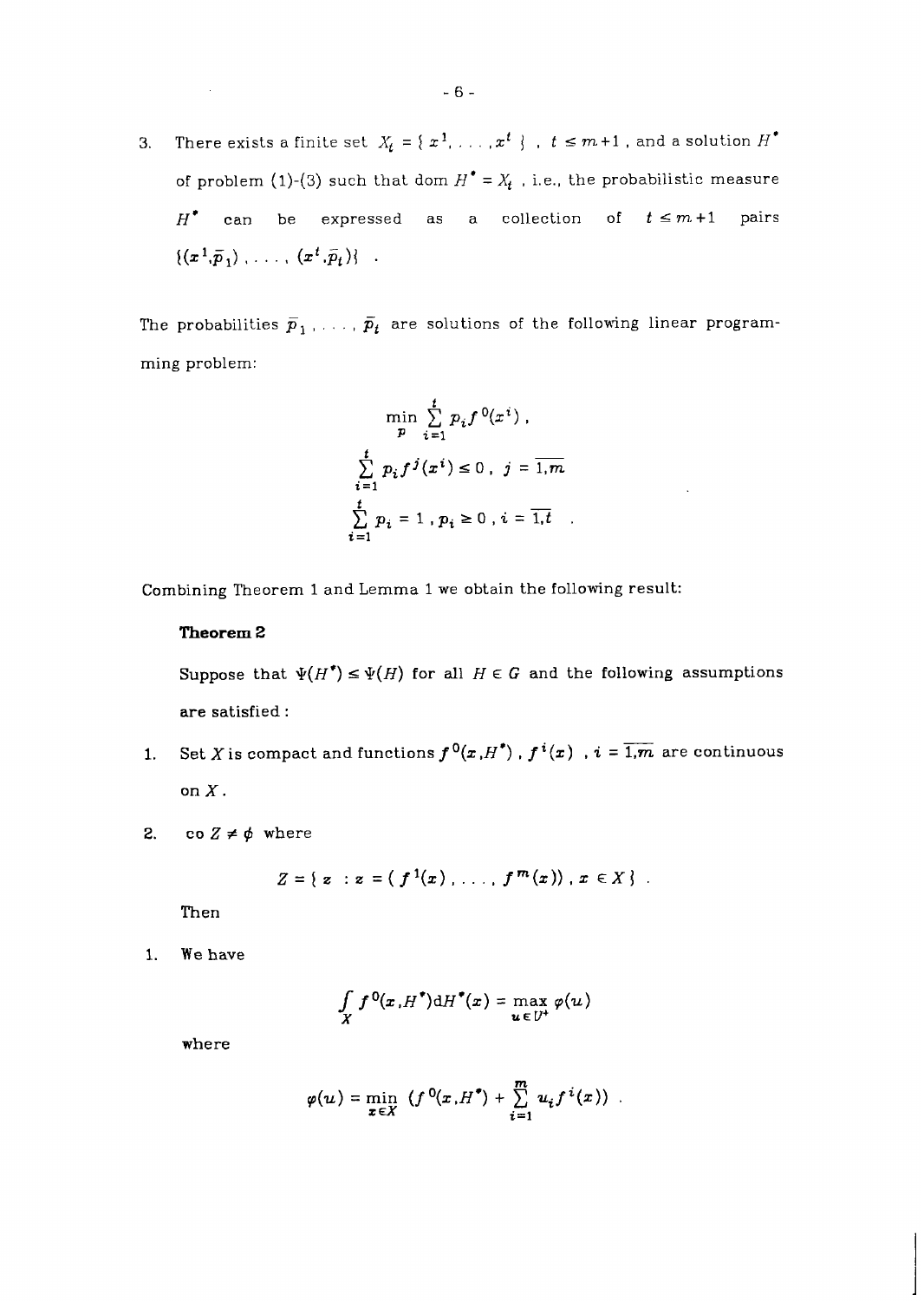3. There exists a finite set $X_t = \{ x^1, \ldots, x^t \}$ , $t \le m+1$ , and a solution $H^*$ of problem (1)-(3) such that dom $H^* = X_t$ , i.e., the probabilistic measure $H^*$ can be expressed as a collection of $t \le m+1$ pairs $\{(x^1, \bar{p}_1), \ldots, (x^t, \bar{p}_t)\}$ .

The probabilities $\bar{p}_1, \ldots, \bar{p}_t$ are solutions of the following linear programming problem:

$$\min_{p} \sum_{i=1}^{t} p_i f^0(x^i) ,$$

$$\sum_{i=1}^{t} p_i f^j(x^i) \le 0 , \; j = \overline{1,m}$$

$$\sum_{i=1}^{t} p_i = 1 , p_i \ge 0 , i = \overline{1,t} \; .$$

Combining Theorem 1 and Lemma 1 we obtain the following result:

**Theorem 2**

Suppose that $\Psi(H^*) \le \Psi(H)$ for all $H \in G$ and the following assumptions are satisfied :

1. Set $X$ is compact and functions $f^0(x, H^*)$ , $f^i(x)$ , $i = \overline{1,m}$ are continuous on $X$ .

2. co $Z \ne \phi$ where

$$Z = \{ z \; : z = ( f^1(x), \ldots, f^m(x)) , x \in X \} \; .$$

Then

1. We have

$$\int_X f^0(x, H^*) \mathrm{d}H^*(x) = \max_{u \in U^+} \varphi(u)$$

where

$$\varphi(u) = \min_{x \in X} \left( f^0(x, H^*) + \sum_{i=1}^{m} u_i f^i(x) \right) \; .$$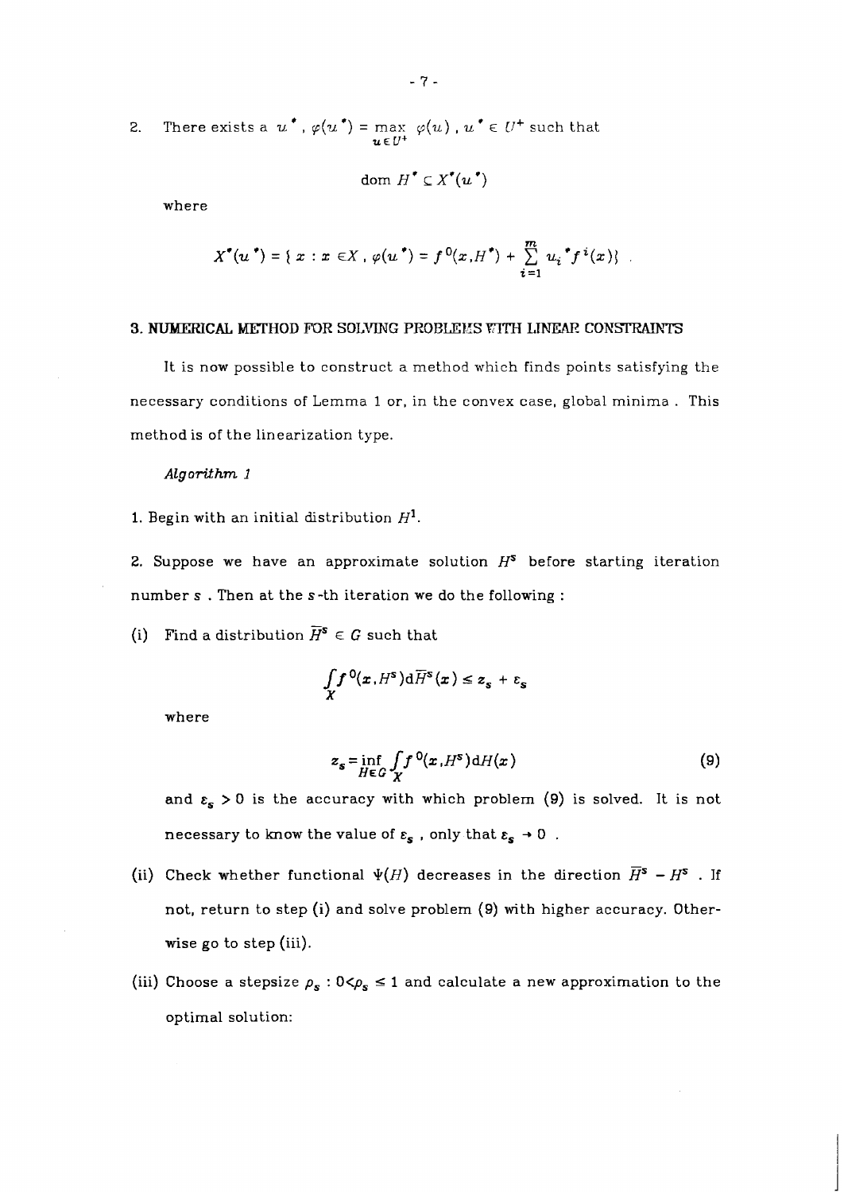2. There exists a $u^*$, $\varphi(u^*) = \max_{u \in U^+} \varphi(u)$, $u^* \in U^+$ such that

$$\text{dom } H^* \subseteq X^*(u^*)$$

where

$$X^*(u^*) = \{ x : x \in X , \varphi(u^*) = f^0(x,H^*) + \sum_{i=1}^{m} u_i^* f^i(x) \} .$$

## 3. NUMERICAL METHOD FOR SOLVING PROBLEMS WITH LINEAR CONSTRAINTS

It is now possible to construct a method which finds points satisfying the necessary conditions of Lemma 1 or, in the convex case, global minima . This method is of the linearization type.

*Algorithm 1*

1. Begin with an initial distribution $H^1$.

2. Suppose we have an approximate solution $H^s$ before starting iteration number $s$ . Then at the $s$-th iteration we do the following :

(i) Find a distribution $\overline{H}^s \in G$ such that

$$\int_X f^0(x,H^s) \mathrm{d}\overline{H}^s(x) \le z_s + \varepsilon_s$$

where

$$z_s = \inf_{H \in G} \int_X f^0(x,H^s) \mathrm{d}H(x) \tag{9}$$

and $\varepsilon_s > 0$ is the accuracy with which problem (9) is solved. It is not necessary to know the value of $\varepsilon_s$ , only that $\varepsilon_s \to 0$ .

(ii) Check whether functional $\Psi(H)$ decreases in the direction $\overline{H}^s - H^s$ . If not, return to step (i) and solve problem (9) with higher accuracy. Otherwise go to step (iii).

(iii) Choose a stepsize $\rho_s$ : $0 < \rho_s \le 1$ and calculate a new approximation to the optimal solution: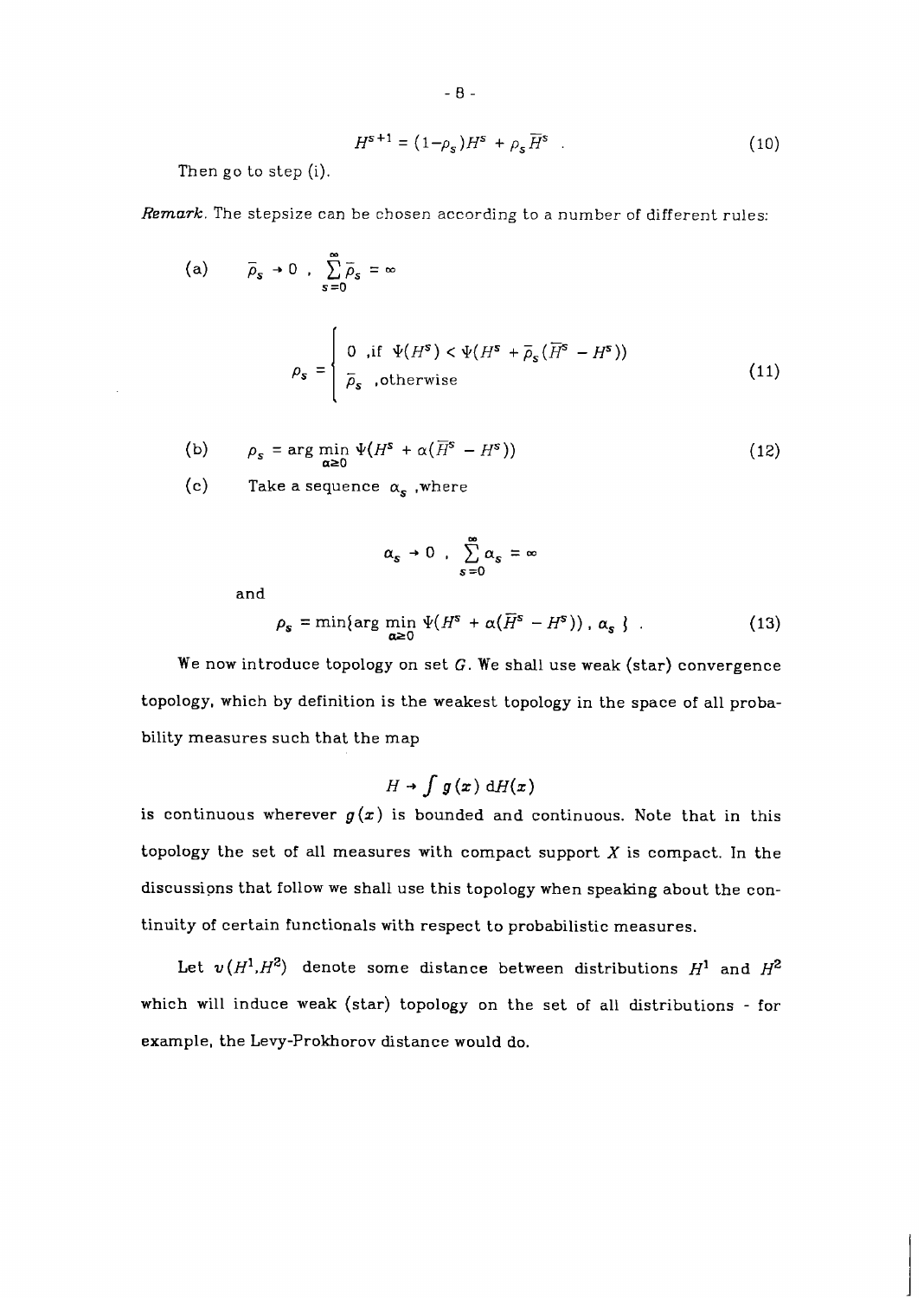$$H^{s+1} = (1-\rho_s)H^s + \rho_s \overline{H}^s \quad . \tag{10}$$

Then go to step (i).

*Remark*. The stepsize can be chosen according to a number of different rules:

(a) $\quad \overline{\rho}_s \to 0 \; , \; \sum_{s=0}^{\infty} \overline{\rho}_s = \infty$

$$\rho_s = \begin{cases} 0 & \text{,if } \Psi(H^s) < \Psi(H^s + \overline{\rho}_s(\overline{H}^s - H^s)) \\ \overline{\rho}_s & \text{,otherwise} \end{cases} \tag{11}$$

(b) $$\rho_s = \arg\min_{\alpha \geq 0} \Psi(H^s + \alpha(\overline{H}^s - H^s)) \tag{12}$$

(c) $\quad$ Take a sequence $\alpha_s$ ,where

$$\alpha_s \to 0 \; , \; \sum_{s=0}^{\infty} \alpha_s = \infty$$

and

$$\rho_s = \min\{\arg\min_{\alpha \geq 0} \Psi(H^s + \alpha(\overline{H}^s - H^s)) \, , \, \alpha_s \} \quad . \tag{13}$$

We now introduce topology on set $G$. We shall use weak (star) convergence topology, which by definition is the weakest topology in the space of all probability measures such that the map

$$H \to \int g(x) \, \mathrm{d}H(x)$$

is continuous wherever $g(x)$ is bounded and continuous. Note that in this topology the set of all measures with compact support $X$ is compact. In the discussions that follow we shall use this topology when speaking about the continuity of certain functionals with respect to probabilistic measures.

Let $v(H^1,H^2)$ denote some distance between distributions $H^1$ and $H^2$ which will induce weak (star) topology on the set of all distributions - for example, the Levy-Prokhorov distance would do.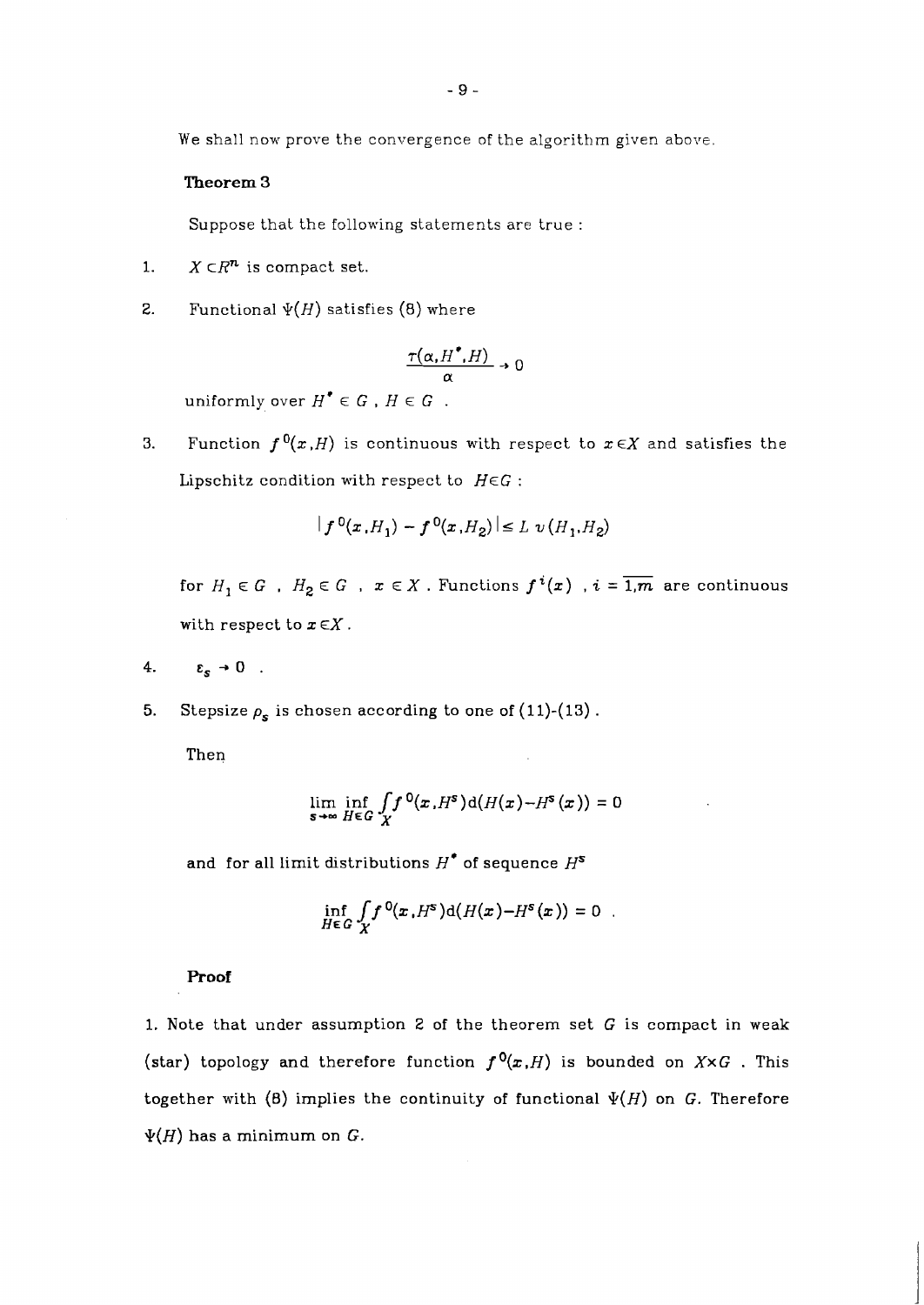We shall now prove the convergence of the algorithm given above.

**Theorem 3**

Suppose that the following statements are true :

1. $X \subset R^n$ is compact set.

2. Functional $\Psi(H)$ satisfies (8) where

$$\frac{\tau(\alpha, H^*, H)}{\alpha} \to 0$$

uniformly over $H^* \in G$ , $H \in G$ .

3. Function $f^0(x,H)$ is continuous with respect to $x \in X$ and satisfies the Lipschitz condition with respect to $H \in G$ :

$$|f^0(x,H_1) - f^0(x,H_2)| \leq L\, v(H_1,H_2)$$

for $H_1 \in G$ , $H_2 \in G$ , $x \in X$ . Functions $f^i(x)$ , $i = \overline{1,m}$ are continuous with respect to $x \in X$.

4. $\varepsilon_s \to 0$ .

5. Stepsize $\rho_s$ is chosen according to one of (11)-(13) .

Then

$$\lim_{s \to \infty} \inf_{H \in G} \int_X f^0(x,H^s) \mathrm{d}(H(x) - H^s(x)) = 0$$

and for all limit distributions $H^*$ of sequence $H^s$

$$\inf_{H \in G} \int_X f^0(x,H^s) \mathrm{d}(H(x) - H^s(x)) = 0 \ .$$

**Proof**

1. Note that under assumption 2 of the theorem set $G$ is compact in weak (star) topology and therefore function $f^0(x,H)$ is bounded on $X \times G$ . This together with (8) implies the continuity of functional $\Psi(H)$ on $G$. Therefore $\Psi(H)$ has a minimum on $G$.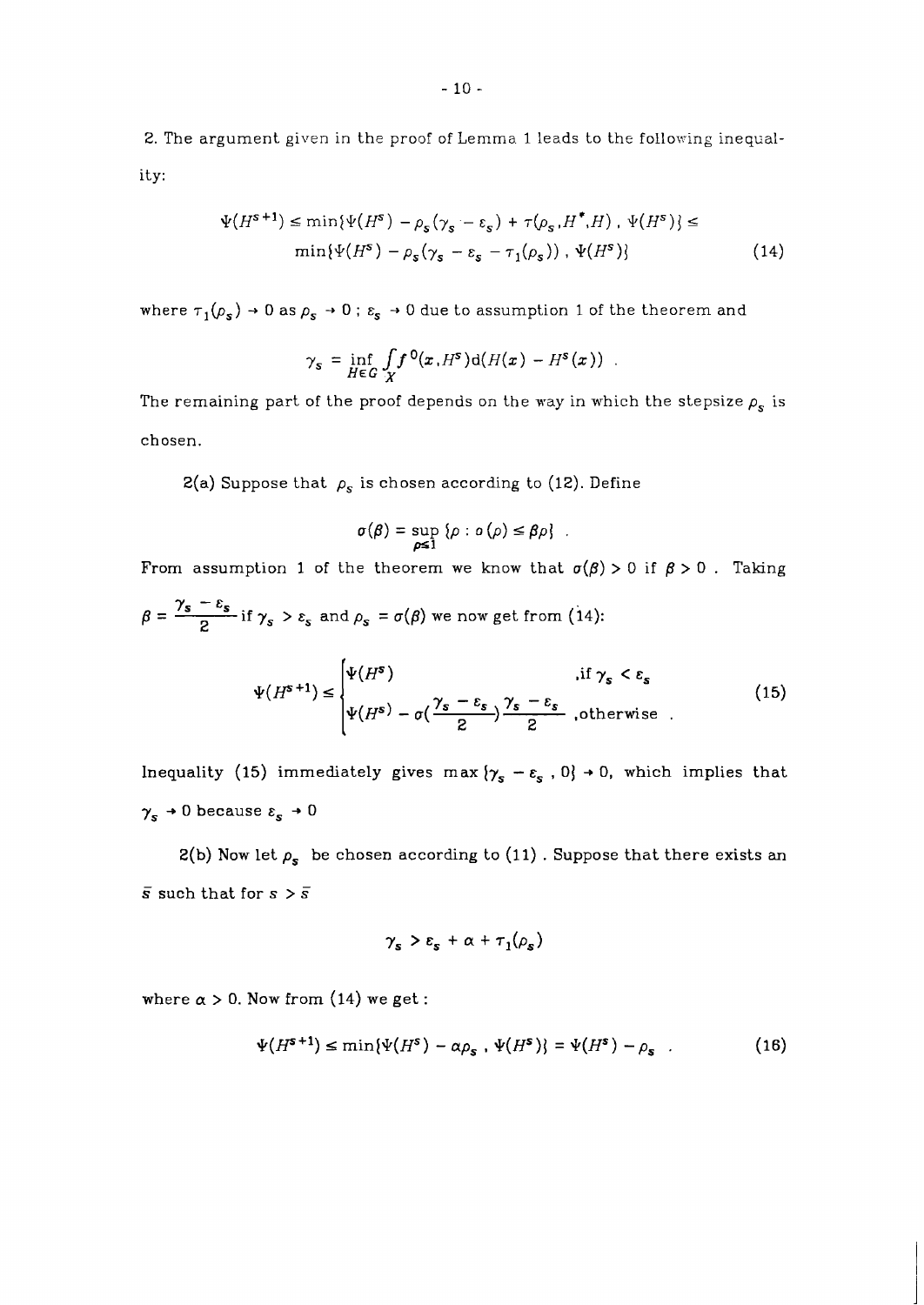2. The argument given in the proof of Lemma 1 leads to the following inequality:

$$\Psi(H^{s+1}) \leq \min\{\Psi(H^s) - \rho_s(\gamma_s - \varepsilon_s) + \tau(\rho_s, H^*, H) \, , \, \Psi(H^s)\} \leq$$
$$\min\{\Psi(H^s) - \rho_s(\gamma_s - \varepsilon_s - \tau_1(\rho_s)) \, , \, \Psi(H^s)\} \tag{14}$$

where $\tau_1(\rho_s) \to 0$ as $\rho_s \to 0$ ; $\varepsilon_s \to 0$ due to assumption 1 of the theorem and

$$\gamma_s = \inf_{H \in G} \int_X f^0(x, H^s) \mathrm{d}(H(x) - H^s(x)) \ .$$

The remaining part of the proof depends on the way in which the stepsize $\rho_s$ is chosen.

2(a) Suppose that $\rho_s$ is chosen according to (12). Define

$$\sigma(\beta) = \sup_{\rho \leq 1} \{\rho : o(\rho) \leq \beta\rho\} \ .$$

From assumption 1 of the theorem we know that $\sigma(\beta) > 0$ if $\beta > 0$ . Taking $\beta = \dfrac{\gamma_s - \varepsilon_s}{2}$ if $\gamma_s > \varepsilon_s$ and $\rho_s = \sigma(\beta)$ we now get from (14):

$$\Psi(H^{s+1}) \leq \begin{cases} \Psi(H^s) & \text{,if } \gamma_s < \varepsilon_s \\ \Psi(H^s) - \sigma(\dfrac{\gamma_s - \varepsilon_s}{2})\dfrac{\gamma_s - \varepsilon_s}{2} & \text{,otherwise} \end{cases} \tag{15}$$

Inequality (15) immediately gives $\max\{\gamma_s - \varepsilon_s \, , 0\} \to 0$, which implies that $\gamma_s \to 0$ because $\varepsilon_s \to 0$

2(b) Now let $\rho_s$ be chosen according to (11) . Suppose that there exists an $\bar{s}$ such that for $s > \bar{s}$

$$\gamma_s > \varepsilon_s + \alpha + \tau_1(\rho_s)$$

where $\alpha > 0$. Now from (14) we get :

$$\Psi(H^{s+1}) \leq \min\{\Psi(H^s) - \alpha\rho_s \, , \, \Psi(H^s)\} = \Psi(H^s) - \rho_s \ . \tag{16}$$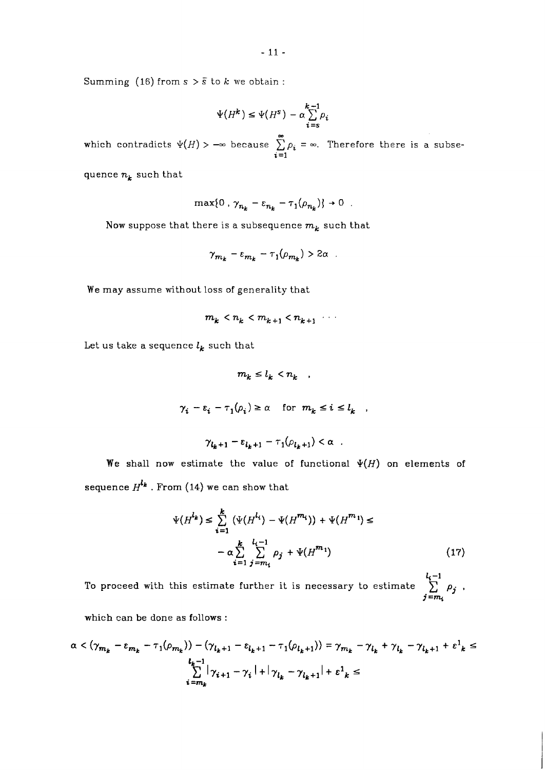Summing (16) from $s > \bar{s}$ to $k$ we obtain :

$$\Psi(H^k) \le \Psi(H^s) - \alpha \sum_{i=s}^{k-1} \rho_i$$

which contradicts $\Psi(H) > -\infty$ because $\sum_{i=1}^{\infty} \rho_i = \infty$. Therefore there is a subsequence $n_k$ such that

$$\max\{0 \, , \, \gamma_{n_k} - \varepsilon_{n_k} - \tau_1(\rho_{n_k})\} \to 0 \ .$$

Now suppose that there is a subsequence $m_k$ such that

$$\gamma_{m_k} - \varepsilon_{m_k} - \tau_1(\rho_{m_k}) > 2\alpha \ .$$

We may assume without loss of generality that

$$m_k < n_k < m_{k+1} < n_{k+1} \ \cdots$$

Let us take a sequence $l_k$ such that

$$m_k \le l_k < n_k \quad ,$$

$$\gamma_i - \varepsilon_i - \tau_1(\rho_i) \ge \alpha \quad \text{for } \ m_k \le i \le l_k \quad ,$$

$$\gamma_{l_k+1} - \varepsilon_{l_k+1} - \tau_1(\rho_{l_k+1}) < \alpha \ .$$

We shall now estimate the value of functional $\Psi(H)$ on elements of sequence $H^{l_k}$. From (14) we can show that

$$\Psi(H^{l_k}) \le \sum_{i=1}^{k} (\Psi(H^{l_i}) - \Psi(H^{m_i})) + \Psi(H^{m_1}) \le \\ - \alpha \sum_{i=1}^{k} \sum_{j=m_i}^{l_i - 1} \rho_j + \Psi(H^{m_1}) \tag{17}$$

To proceed with this estimate further it is necessary to estimate $\sum_{j=m_i}^{l_i-1} \rho_j$ ,

which can be done as follows :

$$\alpha < (\gamma_{m_k} - \varepsilon_{m_k} - \tau_1(\rho_{m_k})) - (\gamma_{l_k+1} - \varepsilon_{l_k+1} - \tau_1(\rho_{l_k+1})) = \gamma_{m_k} - \gamma_{l_k} + \gamma_{l_k} - \gamma_{l_k+1} + \varepsilon^1{}_k \le \\ \sum_{i=m_k}^{l_k-1} |\gamma_{i+1} - \gamma_i| + |\gamma_{l_k} - \gamma_{l_k+1}| + \varepsilon^1{}_k \le$$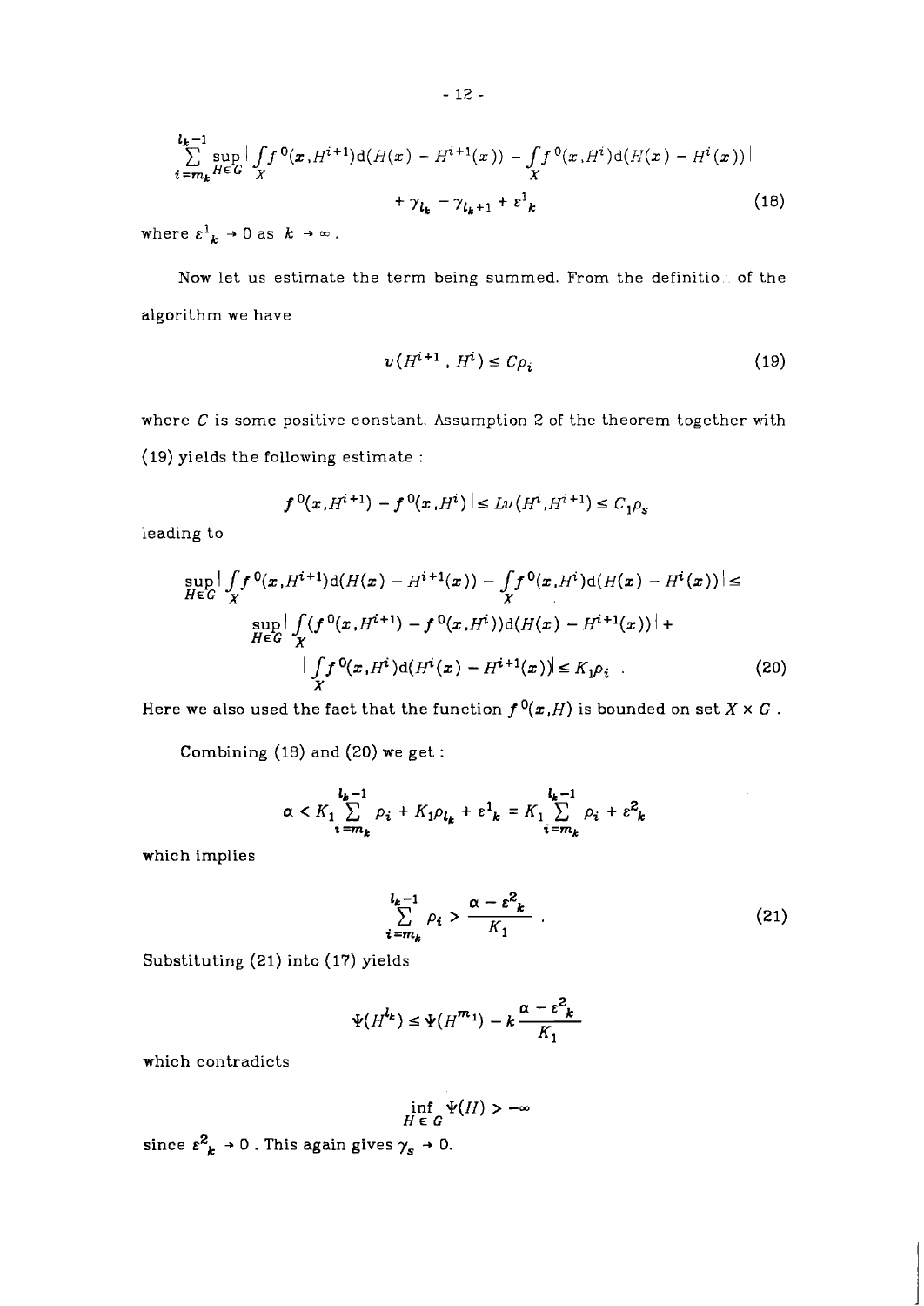$$\sum_{i=m_k}^{l_k-1} \sup_{H\in G} \left| \int_X f^0(x,H^{i+1})\mathrm{d}(H(x) - H^{i+1}(x)) - \int_X f^0(x,H^i)\mathrm{d}(H(x) - H^i(x)) \right|$$

$$+ \gamma_{l_k} - \gamma_{l_k+1} + \varepsilon^1{}_k \tag{18}$$

where $\varepsilon^1{}_k \to 0$ as $k \to \infty$.

Now let us estimate the term being summed. From the definition of the algorithm we have

$$v(H^{i+1}, H^i) \le C\rho_i \tag{19}$$

where $C$ is some positive constant. Assumption 2 of the theorem together with (19) yields the following estimate :

$$|f^0(x,H^{i+1}) - f^0(x,H^i)| \le Lv(H^i,H^{i+1}) \le C_1\rho_s$$

leading to

$$\sup_{H\in G} \left| \int_X f^0(x,H^{i+1})\mathrm{d}(H(x) - H^{i+1}(x)) - \int_X f^0(x,H^i)\mathrm{d}(H(x) - H^i(x)) \right| \le$$

$$\sup_{H\in G} \left| \int_X (f^0(x,H^{i+1}) - f^0(x,H^i))\mathrm{d}(H(x) - H^{i+1}(x)) \right| +$$

$$\left| \int_X f^0(x,H^i)\mathrm{d}(H^i(x) - H^{i+1}(x)) \right| \le K_1\rho_i \ . \tag{20}$$

Here we also used the fact that the function $f^0(x,H)$ is bounded on set $X \times G$.

Combining (18) and (20) we get :

$$\alpha < K_1 \sum_{i=m_k}^{l_k-1} \rho_i + K_1\rho_{l_k} + \varepsilon^1{}_k = K_1 \sum_{i=m_k}^{l_k-1} \rho_i + \varepsilon^2{}_k$$

which implies

$$\sum_{i=m_k}^{l_k-1} \rho_i > \frac{\alpha - \varepsilon^2{}_k}{K_1} \ . \tag{21}$$

Substituting (21) into (17) yields

$$\Psi(H^{l_k}) \le \Psi(H^{m_1}) - k\frac{\alpha - \varepsilon^2{}_k}{K_1}$$

which contradicts

$$\inf_{H \in G} \Psi(H) > -\infty$$

since $\varepsilon^2{}_k \to 0$. This again gives $\gamma_s \to 0$.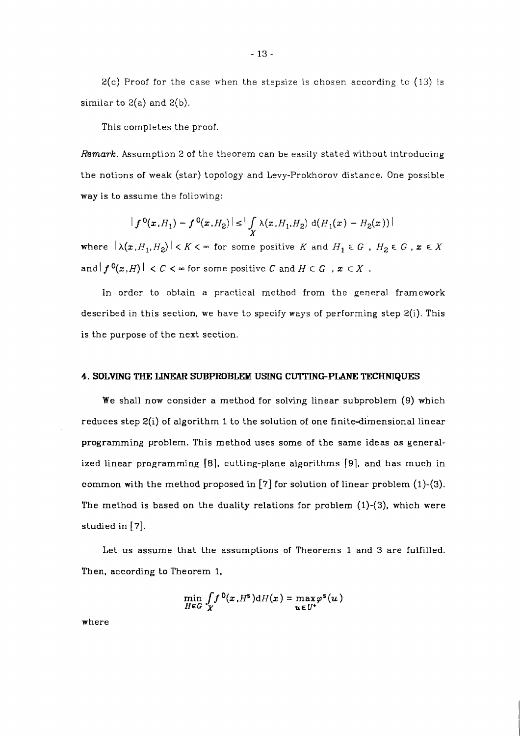2(c) Proof for the case when the stepsize is chosen according to (13) is similar to 2(a) and 2(b).

This completes the proof.

*Remark.* Assumption 2 of the theorem can be easily stated without introducing the notions of weak (star) topology and Levy-Prokhorov distance. One possible way is to assume the following:

$$|f^0(x,H_1) - f^0(x,H_2)| \leq \left| \int_X \lambda(x,H_1,H_2)\, \mathrm{d}(H_1(x) - H_2(x)) \right|$$

where $|\lambda(x,H_1,H_2)| < K < \infty$ for some positive $K$ and $H_1 \in G$ , $H_2 \in G$ , $x \in X$ and $|f^0(x,H)| < C < \infty$ for some positive $C$ and $H \in G$ , $x \in X$ .

In order to obtain a practical method from the general framework described in this section, we have to specify ways of performing step 2(i). This is the purpose of the next section.

## 4. SOLVING THE LINEAR SUBPROBLEM USING CUTTING-PLANE TECHNIQUES

We shall now consider a method for solving linear subproblem (9) which reduces step 2(i) of algorithm 1 to the solution of one finite-dimensional linear programming problem. This method uses some of the same ideas as generalized linear programming [8], cutting-plane algorithms [9], and has much in common with the method proposed in [7] for solution of linear problem (1)-(3). The method is based on the duality relations for problem (1)-(3), which were studied in [7].

Let us assume that the assumptions of Theorems 1 and 3 are fulfilled. Then, according to Theorem 1,

$$\min_{H \in G} \int_X f^0(x,H^s) \mathrm{d}H(x) = \max_{u \in U^+} \varphi^s(u)$$

where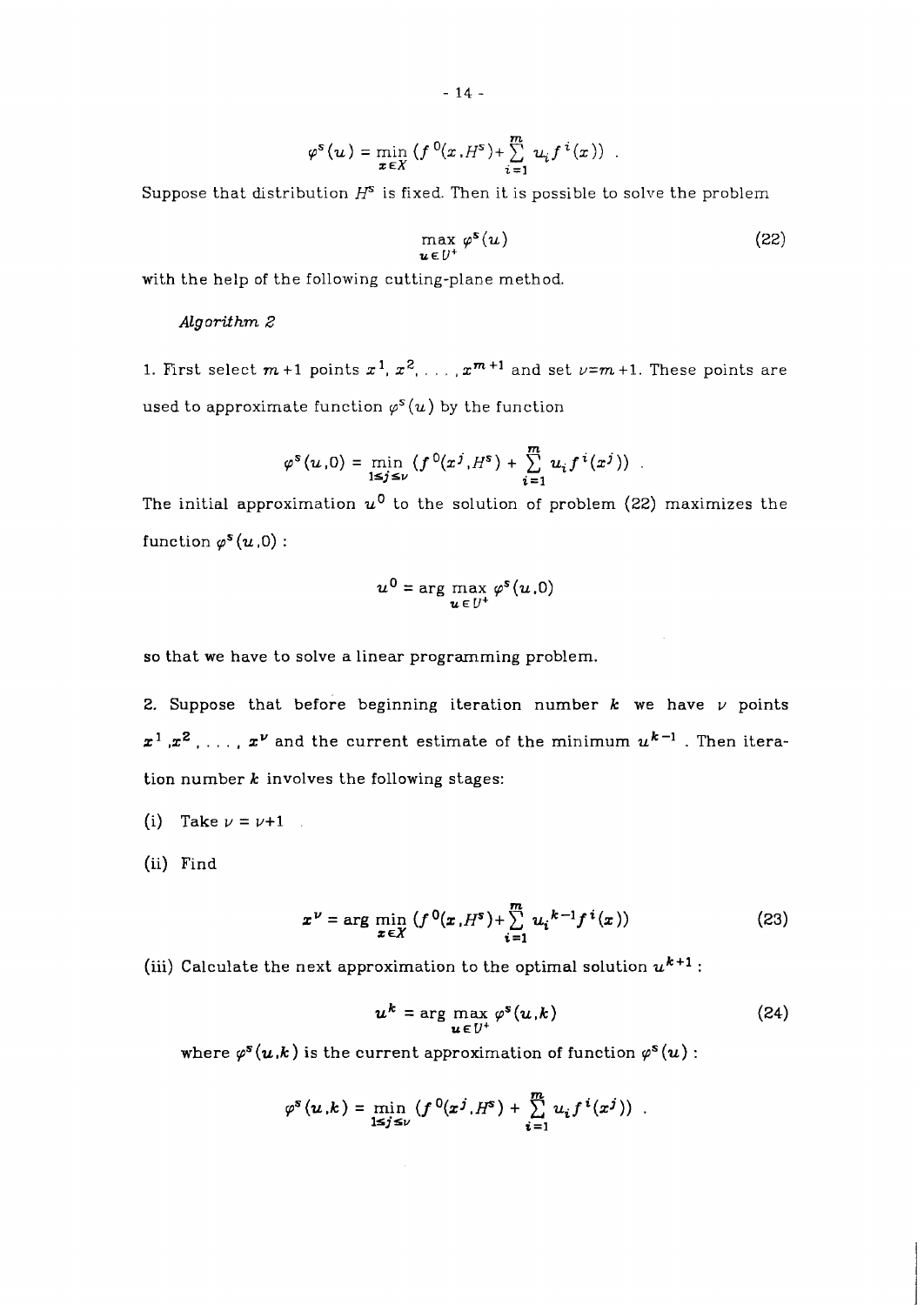$$\varphi^s(u) = \min_{x \in X} \left(f^0(x, H^s) + \sum_{i=1}^{m} u_i f^i(x)\right) .$$

Suppose that distribution $H^s$ is fixed. Then it is possible to solve the problem

$$\max_{u \in U^+} \varphi^s(u) \tag{22}$$

with the help of the following cutting-plane method.

*Algorithm 2*

1. First select $m+1$ points $x^1, x^2, \ldots, x^{m+1}$ and set $\nu = m+1$. These points are used to approximate function $\varphi^s(u)$ by the function

$$\varphi^s(u, 0) = \min_{1 \le j \le \nu} \left(f^0(x^j, H^s) + \sum_{i=1}^{m} u_i f^i(x^j)\right) .$$

The initial approximation $u^0$ to the solution of problem (22) maximizes the function $\varphi^s(u, 0)$ :

$$u^0 = \arg \max_{u \in U^+} \varphi^s(u, 0)$$

so that we have to solve a linear programming problem.

2. Suppose that before beginning iteration number $k$ we have $\nu$ points $x^1, x^2, \ldots, x^\nu$ and the current estimate of the minimum $u^{k-1}$ . Then iteration number $k$ involves the following stages:

(i) Take $\nu = \nu + 1$

(ii) Find

$$x^\nu = \arg \min_{x \in X} \left(f^0(x, H^s) + \sum_{i=1}^{m} u_i^{k-1} f^i(x)\right) \tag{23}$$

(iii) Calculate the next approximation to the optimal solution $u^{k+1}$ :

$$u^k = \arg \max_{u \in U^+} \varphi^s(u, k) \tag{24}$$

where $\varphi^s(u, k)$ is the current approximation of function $\varphi^s(u)$ :

$$\varphi^s(u, k) = \min_{1 \le j \le \nu} \left(f^0(x^j, H^s) + \sum_{i=1}^{m} u_i f^i(x^j)\right) .$$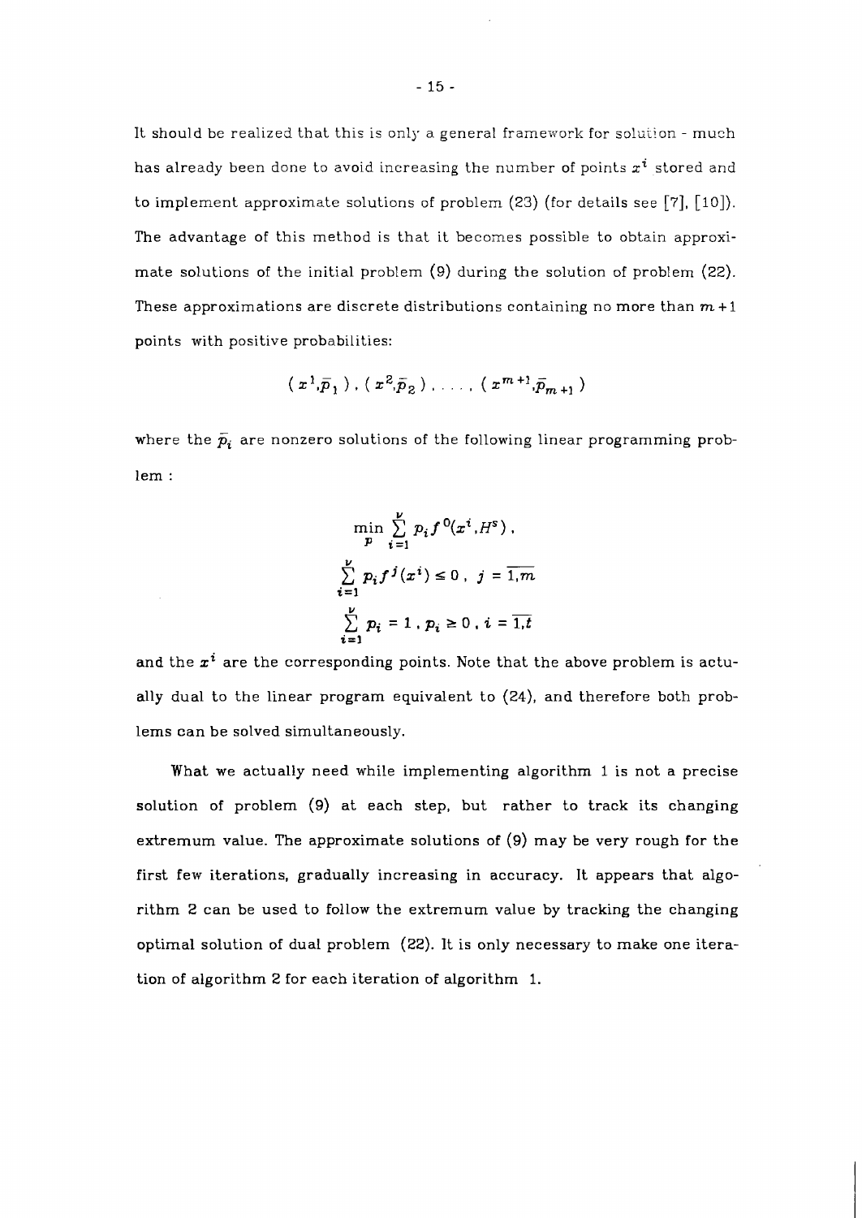It should be realized that this is only a general framework for solution - much has already been done to avoid increasing the number of points $x^i$ stored and to implement approximate solutions of problem (23) (for details see [7], [10]). The advantage of this method is that it becomes possible to obtain approximate solutions of the initial problem (9) during the solution of problem (22). These approximations are discrete distributions containing no more than $m+1$ points with positive probabilities:

$$( x^1, \bar{p}_1 ) , ( x^2, \bar{p}_2 ) , \ldots , ( x^{m+1}, \bar{p}_{m+1} )$$

where the $\bar{p}_i$ are nonzero solutions of the following linear programming problem :

$$\min_p \sum_{i=1}^{\nu} p_i f^0(x^i, H^s) ,$$

$$\sum_{i=1}^{\nu} p_i f^j(x^i) \leq 0 , \; j = \overline{1,m}$$

$$\sum_{i=1}^{\nu} p_i = 1 , p_i \geq 0 , i = \overline{1,t}$$

and the $x^i$ are the corresponding points. Note that the above problem is actually dual to the linear program equivalent to (24), and therefore both problems can be solved simultaneously.

What we actually need while implementing algorithm 1 is not a precise solution of problem (9) at each step, but rather to track its changing extremum value. The approximate solutions of (9) may be very rough for the first few iterations, gradually increasing in accuracy. It appears that algorithm 2 can be used to follow the extremum value by tracking the changing optimal solution of dual problem (22). It is only necessary to make one iteration of algorithm 2 for each iteration of algorithm 1.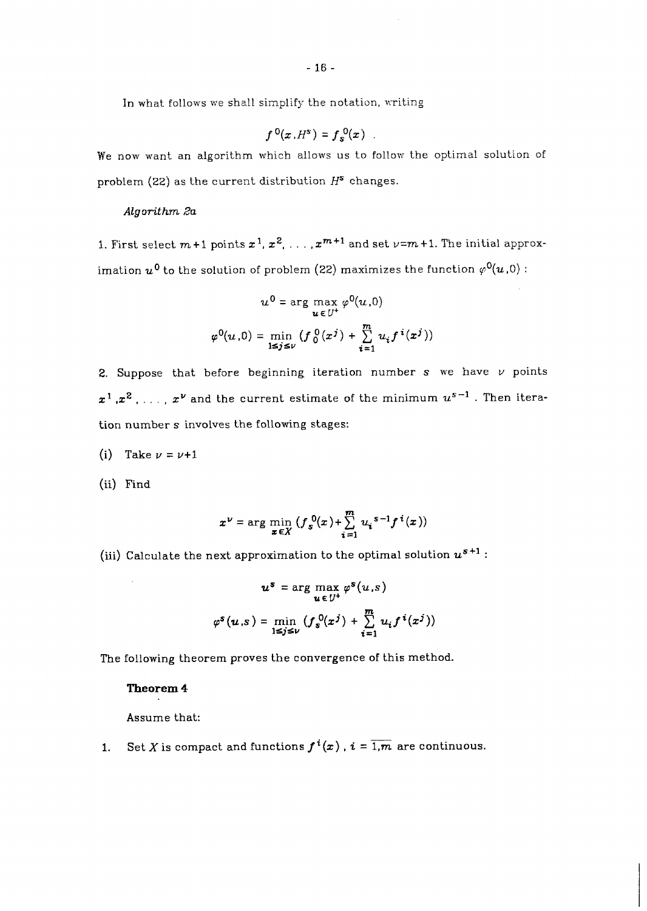In what follows we shall simplify the notation, writing

$$f^0(x, H^s) = f_s^0(x) \quad .$$

We now want an algorithm which allows us to follow the optimal solution of problem (22) as the current distribution $H^s$ changes.

*Algorithm 2a*

1. First select $m+1$ points $x^1, x^2, \ldots, x^{m+1}$ and set $\nu = m+1$. The initial approximation $u^0$ to the solution of problem (22) maximizes the function $\varphi^0(u,0)$ :

$$u^0 = \arg \max_{u \in U^+} \varphi^0(u,0)$$

$$\varphi^0(u,0) = \min_{1 \le j \le \nu} \left( f_0^0(x^j) + \sum_{i=1}^{m} u_i f^i(x^j) \right)$$

2. Suppose that before beginning iteration number $s$ we have $\nu$ points $x^1, x^2, \ldots, x^\nu$ and the current estimate of the minimum $u^{s-1}$. Then iteration number $s$ involves the following stages:

(i) Take $\nu = \nu + 1$

(ii) Find

$$x^\nu = \arg \min_{x \in X} \left( f_s^0(x) + \sum_{i=1}^{m} u_i^{s-1} f^i(x) \right)$$

(iii) Calculate the next approximation to the optimal solution $u^{s+1}$ :

$$u^s = \arg \max_{u \in U^+} \varphi^s(u,s)$$

$$\varphi^s(u,s) = \min_{1 \le j \le \nu} \left( f_s^0(x^j) + \sum_{i=1}^{m} u_i f^i(x^j) \right)$$

The following theorem proves the convergence of this method.

**Theorem 4**

Assume that:

1. Set $X$ is compact and functions $f^i(x)$, $i = \overline{1,m}$ are continuous.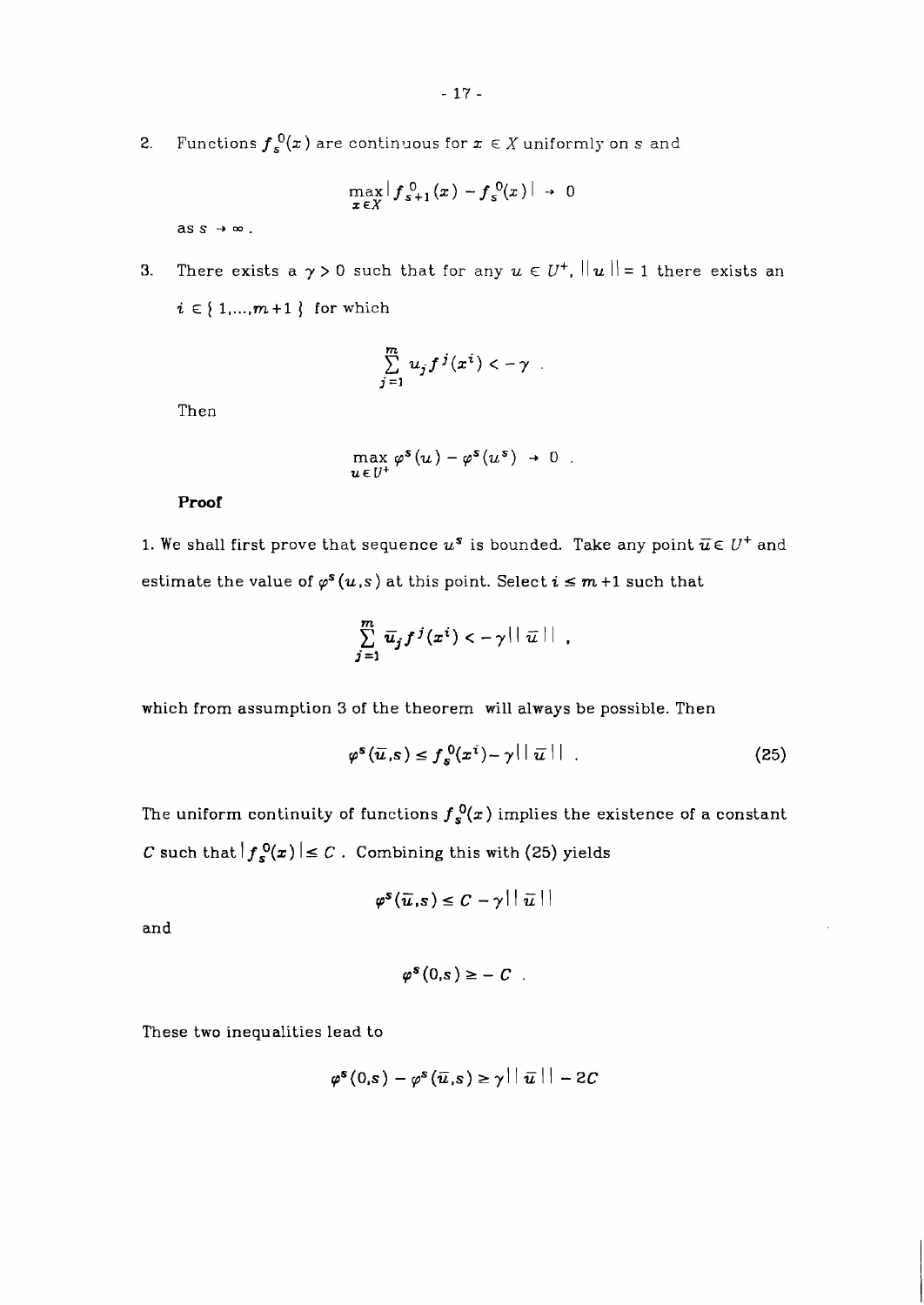2. Functions $f_s^0(x)$ are continuous for $x \in X$ uniformly on $s$ and

$$\max_{x \in X} | f_{s+1}^0(x) - f_s^0(x) | \to 0$$

as $s \to \infty$.

3. There exists a $\gamma > 0$ such that for any $u \in U^+$, $||u|| = 1$ there exists an $i \in \{ 1,...,m+1 \}$ for which

$$\sum_{j=1}^{m} u_j f^j(x^i) < -\gamma \ .$$

Then

$$\max_{u \in U^+} \varphi^s(u) - \varphi^s(u^s) \to 0 \ .$$

**Proof**

1. We shall first prove that sequence $u^s$ is bounded. Take any point $\bar{u} \in U^+$ and estimate the value of $\varphi^s(u,s)$ at this point. Select $i \leq m+1$ such that

$$\sum_{j=1}^{m} \bar{u}_j f^j(x^i) < -\gamma || \bar{u} || \ ,$$

which from assumption 3 of the theorem will always be possible. Then

$$\varphi^s(\bar{u},s) \leq f_s^0(x^i) - \gamma || \bar{u} || \ . \tag{25}$$

The uniform continuity of functions $f_s^0(x)$ implies the existence of a constant $C$ such that $| f_s^0(x) | \leq C$. Combining this with (25) yields

$$\varphi^s(\bar{u},s) \leq C - \gamma || \bar{u} ||$$

and

$$\varphi^s(0,s) \geq -C \ .$$

These two inequalities lead to

$$\varphi^s(0,s) - \varphi^s(\bar{u},s) \geq \gamma || \bar{u} || - 2C$$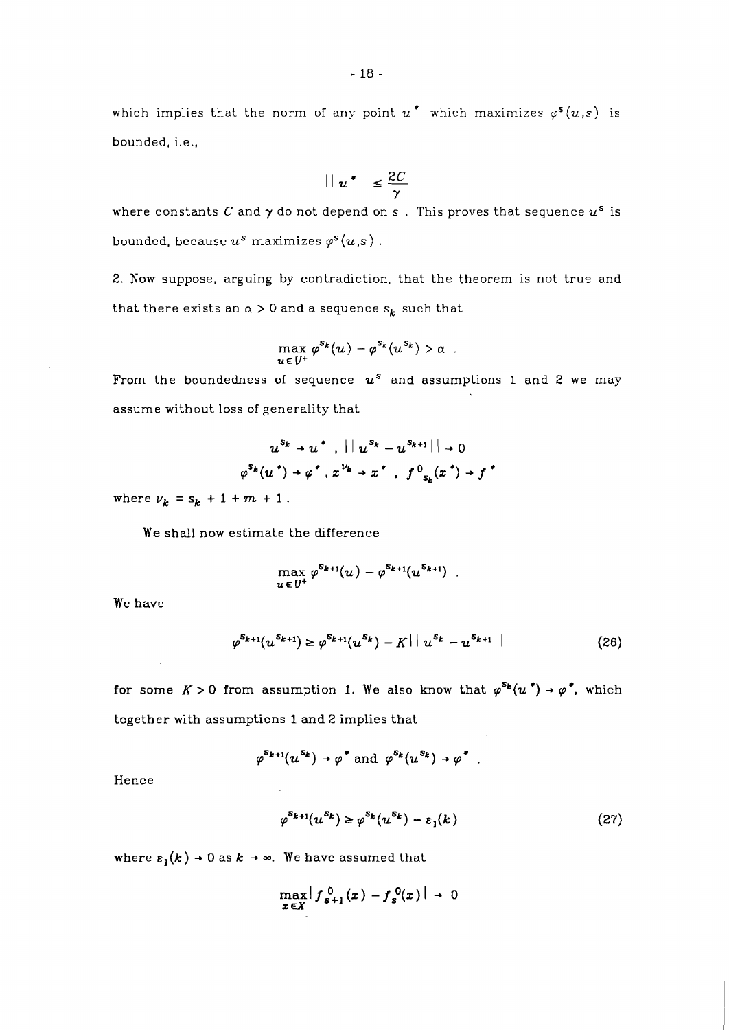which implies that the norm of any point $u^*$ which maximizes $\varphi^s(u,s)$ is bounded, i.e.,

$$||u^*|| \leq \frac{2C}{\gamma}$$

where constants $C$ and $\gamma$ do not depend on $s$. This proves that sequence $u^s$ is bounded, because $u^s$ maximizes $\varphi^s(u,s)$.

2. Now suppose, arguing by contradiction, that the theorem is not true and that there exists an $\alpha > 0$ and a sequence $s_k$ such that

$$\max_{u \in U^+} \varphi^{s_k}(u) - \varphi^{s_k}(u^{s_k}) > \alpha \ .$$

From the boundedness of sequence $u^s$ and assumptions 1 and 2 we may assume without loss of generality that

$$u^{s_k} \to u^* \ , \ ||u^{s_k} - u^{s_{k+1}}|| \to 0$$

$$\varphi^{s_k}(u^*) \to \varphi^* \ , x^{\nu_k} \to x^* \ , \ f^0_{s_k}(x^*) \to f^*$$

where $\nu_k = s_k + 1 + m + 1$.

We shall now estimate the difference

$$\max_{u \in U^+} \varphi^{s_{k+1}}(u) - \varphi^{s_{k+1}}(u^{s_{k+1}}) \ .$$

We have

$$\varphi^{s_{k+1}}(u^{s_{k+1}}) \geq \varphi^{s_{k+1}}(u^{s_k}) - K||u^{s_k} - u^{s_{k+1}}|| \tag{26}$$

for some $K > 0$ from assumption 1. We also know that $\varphi^{s_k}(u^*) \to \varphi^*$, which together with assumptions 1 and 2 implies that

$$\varphi^{s_{k+1}}(u^{s_k}) \to \varphi^* \text{ and } \varphi^{s_k}(u^{s_k}) \to \varphi^* \ .$$

Hence

$$\varphi^{s_{k+1}}(u^{s_k}) \geq \varphi^{s_k}(u^{s_k}) - \varepsilon_1(k) \tag{27}$$

where $\varepsilon_1(k) \to 0$ as $k \to \infty$. We have assumed that

$$\max_{x \in X} |f^0_{s+1}(x) - f^0_s(x)| \to 0$$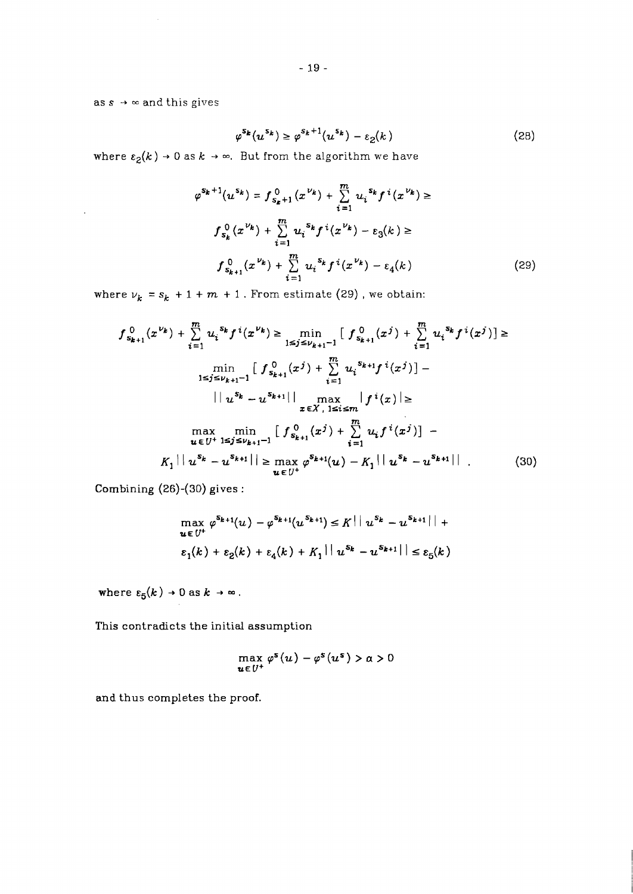as $s \to \infty$ and this gives

$$\varphi^{s_k}(u^{s_k}) \geq \varphi^{s_k+1}(u^{s_k}) - \varepsilon_2(k) \tag{28}$$

where $\varepsilon_2(k) \to 0$ as $k \to \infty$. But from the algorithm we have

$$\begin{aligned}
\varphi^{s_k+1}(u^{s_k}) &= f^{\,0}_{s_k+1}(x^{\nu_k}) + \sum_{i=1}^{m} u_i^{\,s_k} f^{\,i}(x^{\nu_k}) \geq \\
& f^{\,0}_{s_k}(x^{\nu_k}) + \sum_{i=1}^{m} u_i^{\,s_k} f^{\,i}(x^{\nu_k}) - \varepsilon_3(k) \geq \\
& f^{\,0}_{s_{k+1}}(x^{\nu_k}) + \sum_{i=1}^{m} u_i^{\,s_k} f^{\,i}(x^{\nu_k}) - \varepsilon_4(k)
\end{aligned} \tag{29}$$

where $\nu_k = s_k + 1 + m + 1$ . From estimate (29) , we obtain:

$$\begin{aligned}
f^{\,0}_{s_{k+1}}(x^{\nu_k}) + \sum_{i=1}^{m} u_i^{\,s_k} f^{\,i}(x^{\nu_k}) &\geq \min_{1 \leq j \leq \nu_{k+1}-1} \left[\, f^{\,0}_{s_{k+1}}(x^j) + \sum_{i=1}^{m} u_i^{\,s_k} f^{\,i}(x^j) \right] \geq \\
& \min_{1 \leq j \leq \nu_{k+1}-1} \left[\, f^{\,0}_{s_{k+1}}(x^j) + \sum_{i=1}^{m} u_i^{\,s_{k+1}} f^{\,i}(x^j) \right] - \\
& \| u^{s_k} - u^{s_{k+1}} \| \max_{x \in X,\ 1 \leq i \leq m} | f^{\,i}(x) | \geq \\
& \max_{u \in U^+} \min_{1 \leq j \leq \nu_{k+1}-1} \left[\, f^{\,0}_{s_{k+1}}(x^j) + \sum_{i=1}^{m} u_i f^{\,i}(x^j) \right] - \\
K_1 \| u^{s_k} - u^{s_{k+1}} \| &\geq \max_{u \in U^+} \varphi^{s_{k+1}}(u) - K_1 \| u^{s_k} - u^{s_{k+1}} \| \ .
\end{aligned} \tag{30}$$

Combining (26)-(30) gives :

$$\begin{aligned}
& \max_{u \in U^+} \varphi^{s_{k+1}}(u) - \varphi^{s_{k+1}}(u^{s_{k+1}}) \leq K \| u^{s_k} - u^{s_{k+1}} \| + \\
& \varepsilon_1(k) + \varepsilon_2(k) + \varepsilon_4(k) + K_1 \| u^{s_k} - u^{s_{k+1}} \| \leq \varepsilon_5(k)
\end{aligned}$$

where $\varepsilon_5(k) \to 0$ as $k \to \infty$.

This contradicts the initial assumption

$$\max_{u \in U^+} \varphi^s(u) - \varphi^s(u^s) > \alpha > 0$$

and thus completes the proof.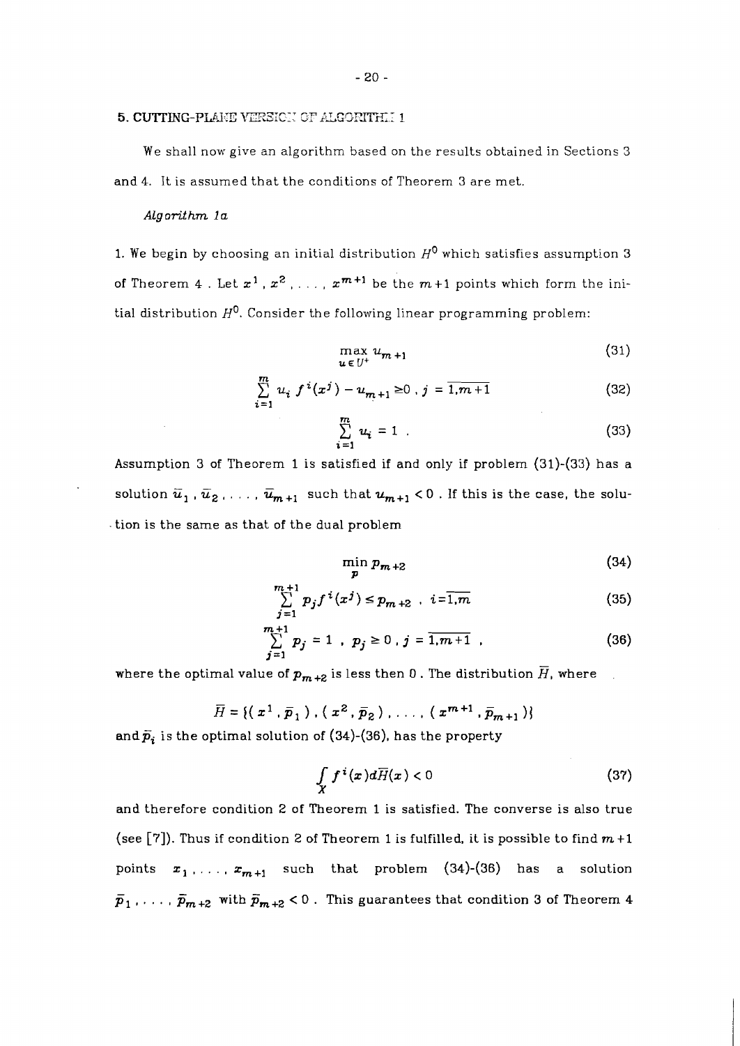## 5. CUTTING-PLANE VERSION OF ALGORITHM 1

We shall now give an algorithm based on the results obtained in Sections 3 and 4. It is assumed that the conditions of Theorem 3 are met.

*Algorithm 1a*

1. We begin by choosing an initial distribution $H^0$ which satisfies assumption 3 of Theorem 4 . Let $x^1, x^2, \ldots, x^{m+1}$ be the $m+1$ points which form the initial distribution $H^0$. Consider the following linear programming problem:

$$\max_{u \in U^+} u_{m+1} \tag{31}$$

$$\sum_{i=1}^{m} u_i f^i(x^j) - u_{m+1} \geq 0 \; , \; j = \overline{1,m+1} \tag{32}$$

$$\sum_{i=1}^{m} u_i = 1 \; . \tag{33}$$

Assumption 3 of Theorem 1 is satisfied if and only if problem (31)-(33) has a solution $\bar{u}_1, \bar{u}_2, \ldots, \bar{u}_{m+1}$ such that $u_{m+1} < 0$ . If this is the case, the solution is the same as that of the dual problem

$$\min_{p} p_{m+2} \tag{34}$$

$$\sum_{j=1}^{m+1} p_j f^i(x^j) \leq p_{m+2} \; , \; i = \overline{1,m} \tag{35}$$

$$\sum_{j=1}^{m+1} p_j = 1 \; , \; p_j \geq 0 \, , \, j = \overline{1,m+1} \; , \tag{36}$$

where the optimal value of $p_{m+2}$ is less then 0 . The distribution $\bar{H}$, where

$$\bar{H} = \{ (x^1, \bar{p}_1), (x^2, \bar{p}_2), \ldots, (x^{m+1}, \bar{p}_{m+1}) \}$$

and $\bar{p}_i$ is the optimal solution of (34)-(36), has the property

$$\int_X f^i(x) d\bar{H}(x) < 0 \tag{37}$$

and therefore condition 2 of Theorem 1 is satisfied. The converse is also true (see [7]). Thus if condition 2 of Theorem 1 is fulfilled, it is possible to find $m+1$ points $x_1, \ldots, x_{m+1}$ such that problem (34)-(36) has a solution $\bar{p}_1, \ldots, \bar{p}_{m+2}$ with $\bar{p}_{m+2} < 0$ . This guarantees that condition 3 of Theorem 4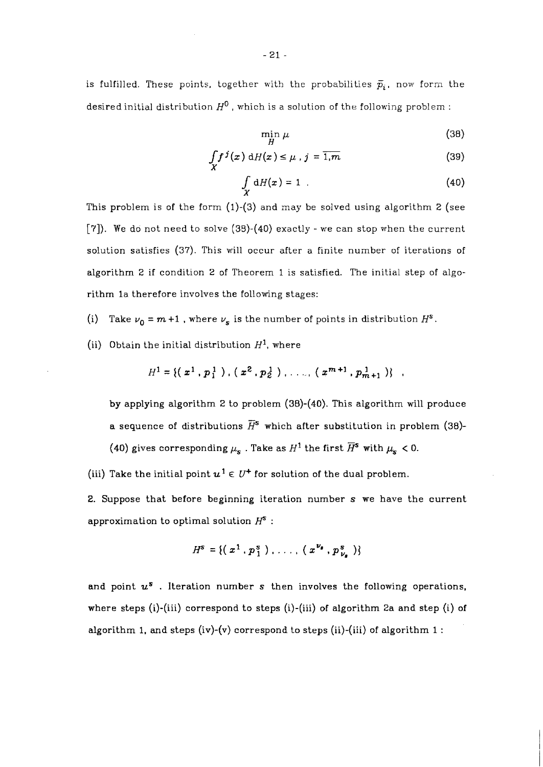is fulfilled. These points, together with the probabilities $\bar{p}_i$, now form the desired initial distribution $H^0$, which is a solution of the following problem :

$$\min_{H} \mu \tag{38}$$

$$\int_X f^j(x)\, \mathrm{d}H(x) \le \mu \,,\, j = \overline{1,m} \tag{39}$$

$$\int_X \mathrm{d}H(x) = 1 \ . \tag{40}$$

This problem is of the form (1)-(3) and may be solved using algorithm 2 (see [7]). We do not need to solve (38)-(40) exactly - we can stop when the current solution satisfies (37). This will occur after a finite number of iterations of algorithm 2 if condition 2 of Theorem 1 is satisfied. The initial step of algorithm 1a therefore involves the following stages:

(i) Take $\nu_0 = m+1$ , where $\nu_s$ is the number of points in distribution $H^s$.

(ii) Obtain the initial distribution $H^1$, where

$$H^1 = \{ ( x^1 , p_1^1 ) , ( x^2 , p_2^1 ) , \ldots , ( x^{m+1} , p_{m+1}^1 ) \} \ ,$$

by applying algorithm 2 to problem (38)-(40). This algorithm will produce a sequence of distributions $\bar{H}^s$ which after substitution in problem (38)-(40) gives corresponding $\mu_s$ . Take as $H^1$ the first $\bar{H}^s$ with $\mu_s < 0$.

(iii) Take the initial point $u^1 \in U^+$ for solution of the dual problem.

2. Suppose that before beginning iteration number $s$ we have the current approximation to optimal solution $H^s$ :

$$H^s = \{ ( x^1 , p_1^s ) , \ldots , ( x^{\nu_s} , p_{\nu_s}^s ) \}$$

and point $u^s$ . Iteration number $s$ then involves the following operations, where steps (i)-(iii) correspond to steps (i)-(iii) of algorithm 2a and step (i) of algorithm 1, and steps (iv)-(v) correspond to steps (ii)-(iii) of algorithm 1 :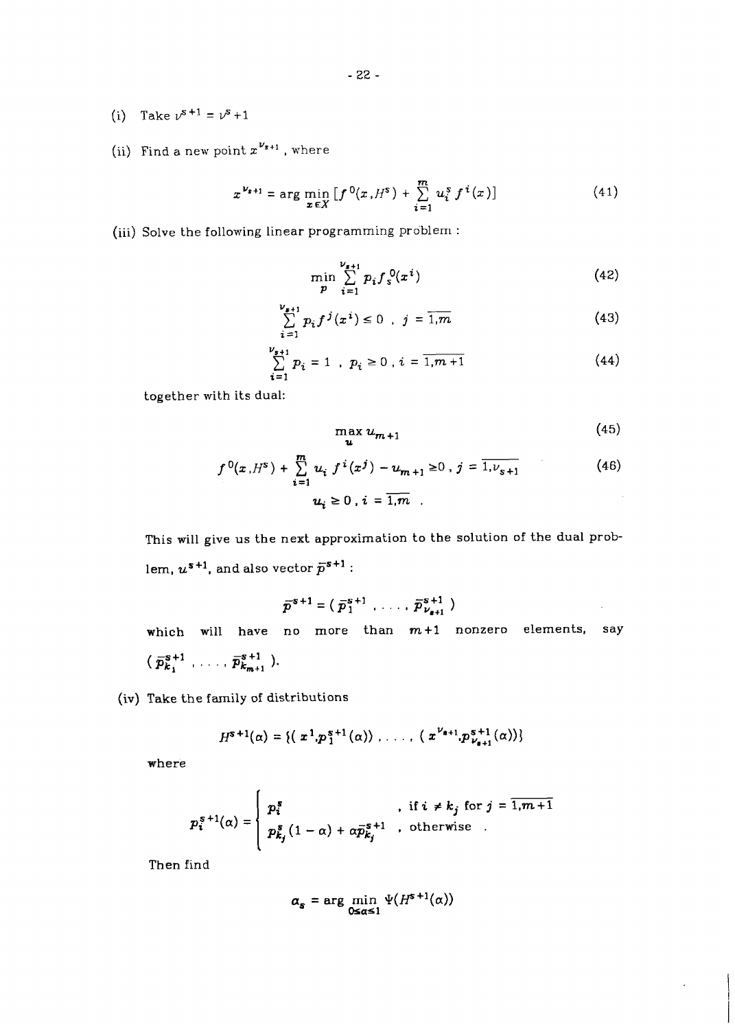(i) Take $\nu^{s+1} = \nu^s + 1$

(ii) Find a new point $x^{\nu_{s+1}}$, where

$$x^{\nu_{s+1}} = \arg\min_{x \in X} \left[ f^0(x, H^s) + \sum_{i=1}^{m} u_i^s f^i(x) \right] \tag{41}$$

(iii) Solve the following linear programming problem :

$$\min_{p} \sum_{i=1}^{\nu_{s+1}} p_i f_s^0(x^i) \tag{42}$$

$$\sum_{i=1}^{\nu_{s+1}} p_i f^j(x^i) \le 0 \ , \ j = \overline{1,m} \tag{43}$$

$$\sum_{i=1}^{\nu_{s+1}} p_i = 1 \ , \ p_i \ge 0 \ , i = \overline{1,m+1} \tag{44}$$

together with its dual:

$$\max_{u} u_{m+1} \tag{45}$$

$$f^0(x, H^s) + \sum_{i=1}^{m} u_i f^i(x^j) - u_{m+1} \ge 0 \ , \ j = \overline{1,\nu_{s+1}} \tag{46}$$

$$u_i \ge 0 \ , \ i = \overline{1,m} \ .$$

This will give us the next approximation to the solution of the dual problem, $u^{s+1}$, and also vector $\bar{p}^{s+1}$ :

$$\bar{p}^{s+1} = (\bar{p}_1^{s+1}, \ldots, \bar{p}_{\nu_{s+1}}^{s+1})$$

which will have no more than $m+1$ nonzero elements, say $(\bar{p}_{k_1}^{s+1}, \ldots, \bar{p}_{k_{m+1}}^{s+1})$.

(iv) Take the family of distributions

$$H^{s+1}(\alpha) = \{(x^1, p_1^{s+1}(\alpha)), \ldots, (x^{\nu_{s+1}}, p_{\nu_{s+1}}^{s+1}(\alpha))\}$$

where

$$p_i^{s+1}(\alpha) = \begin{cases} p_i^s & , \text{ if } i \ne k_j \text{ for } j = \overline{1,m+1} \\ p_{k_j}^s(1-\alpha) + \alpha \bar{p}_{k_j}^{s+1} & , \text{ otherwise} \ . \end{cases}$$

Then find

$$\alpha_s = \arg\min_{0 \le \alpha \le 1} \Psi(H^{s+1}(\alpha))$$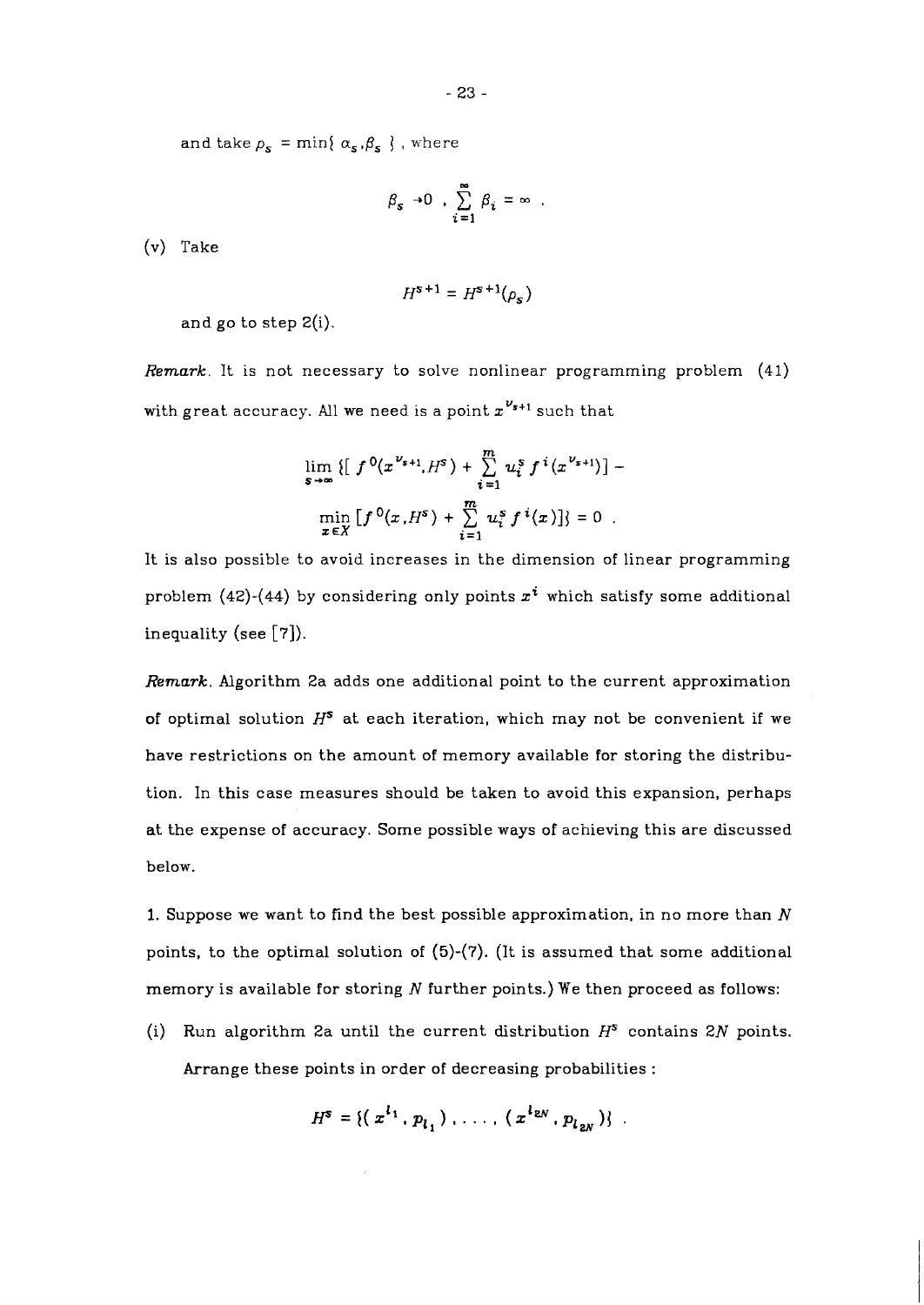and take $\rho_s = \min\{ \alpha_s, \beta_s \}$ , where

$$\beta_s \to 0 \ , \ \sum_{i=1}^{\infty} \beta_i = \infty \ .$$

(v) Take

$$H^{s+1} = H^{s+1}(\rho_s)$$

and go to step 2(i).

*Remark.* It is not necessary to solve nonlinear programming problem (41) with great accuracy. All we need is a point $x^{\nu_{s+1}}$ such that

$$\lim_{s \to \infty} \{ [ f^0(x^{\nu_{s+1}}, H^s) + \sum_{i=1}^{m} u_i^s f^i(x^{\nu_{s+1}}) ] - \min_{x \in X} [ f^0(x, H^s) + \sum_{i=1}^{m} u_i^s f^i(x) ] \} = 0 \ .$$

It is also possible to avoid increases in the dimension of linear programming problem (42)-(44) by considering only points $x^i$ which satisfy some additional inequality (see [7]).

*Remark.* Algorithm 2a adds one additional point to the current approximation of optimal solution $H^s$ at each iteration, which may not be convenient if we have restrictions on the amount of memory available for storing the distribution. In this case measures should be taken to avoid this expansion, perhaps at the expense of accuracy. Some possible ways of achieving this are discussed below.

1. Suppose we want to find the best possible approximation, in no more than $N$ points, to the optimal solution of (5)-(7). (It is assumed that some additional memory is available for storing $N$ further points.) We then proceed as follows:

(i) Run algorithm 2a until the current distribution $H^s$ contains $2N$ points. Arrange these points in order of decreasing probabilities :

$$H^s = \{ ( x^{l_1}, p_{l_1} ) , \ldots , ( x^{l_{2N}}, p_{l_{2N}} ) \} \ .$$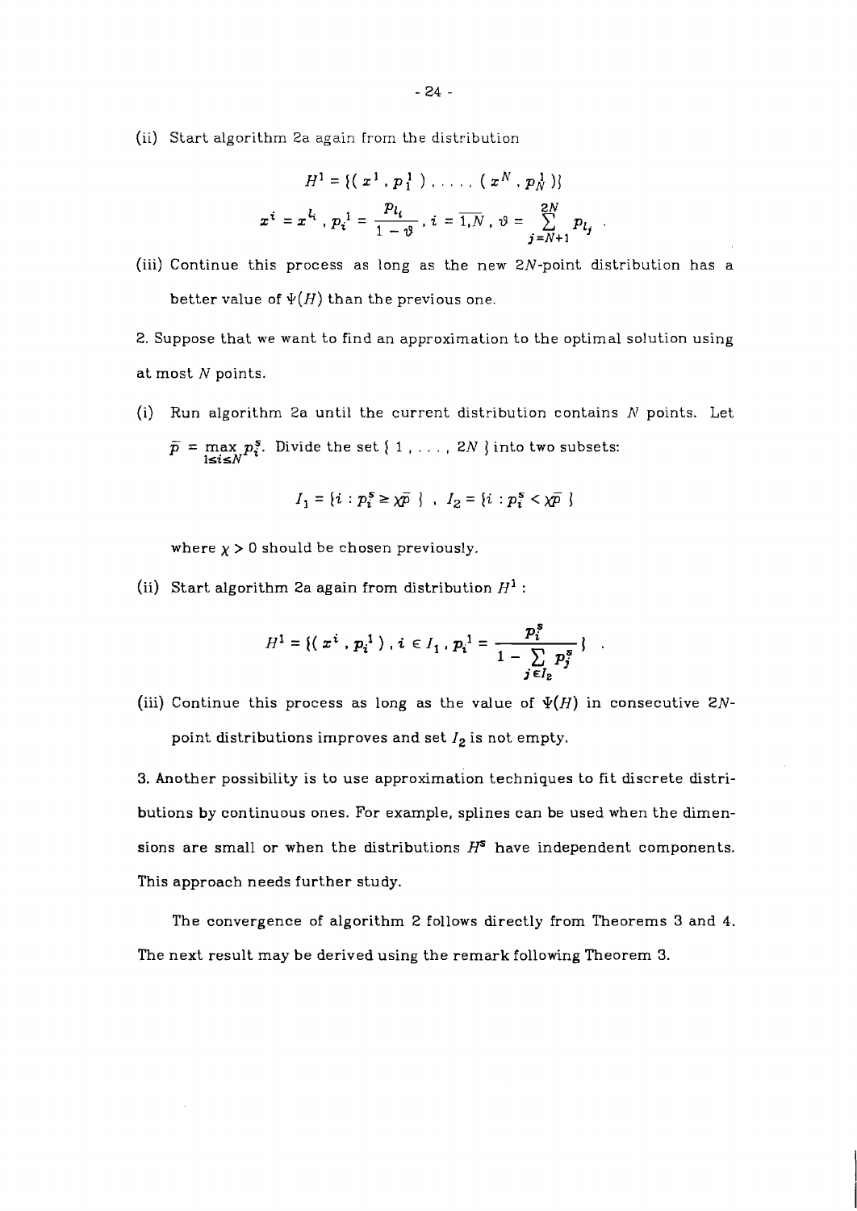(ii) Start algorithm 2a again from the distribution

$$H^1 = \{ ( x^1 , p_1^1 ) , \ldots , ( x^N , p_N^1 ) \}$$

$$x^i = x^{l_i} , p_i^1 = \frac{p_{l_i}}{1 - \vartheta} , i = \overline{1,N} , \vartheta = \sum_{j=N+1}^{2N} p_{l_j} .$$

(iii) Continue this process as long as the new $2N$-point distribution has a better value of $\Psi(H)$ than the previous one.

2. Suppose that we want to find an approximation to the optimal solution using at most $N$ points.

(i) Run algorithm 2a until the current distribution contains $N$ points. Let $\bar{p} = \max_{1 \le i \le N} p_i^s$. Divide the set $\{ 1 , \ldots , 2N \}$ into two subsets:

$$I_1 = \{ i : p_i^s \ge \chi \bar{p} \} \;,\; I_2 = \{ i : p_i^s < \chi \bar{p} \}$$

where $\chi > 0$ should be chosen previously.

(ii) Start algorithm 2a again from distribution $H^1$ :

$$H^1 = \{ ( x^i , p_i^1 ) , i \in I_1 , p_i^1 = \frac{p_i^s}{1 - \sum_{j \in I_2} p_j^s} \} .$$

(iii) Continue this process as long as the value of $\Psi(H)$ in consecutive $2N$-point distributions improves and set $I_2$ is not empty.

3. Another possibility is to use approximation techniques to fit discrete distributions by continuous ones. For example, splines can be used when the dimensions are small or when the distributions $H^s$ have independent components. This approach needs further study.

The convergence of algorithm 2 follows directly from Theorems 3 and 4. The next result may be derived using the remark following Theorem 3.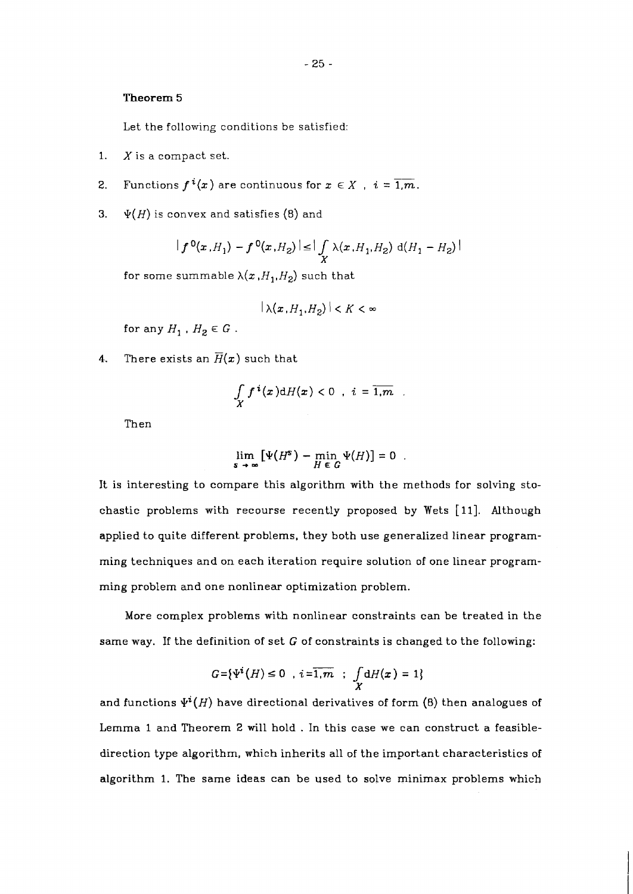**Theorem 5**

Let the following conditions be satisfied:

1. $X$ is a compact set.

2. Functions $f^i(x)$ are continuous for $x \in X$ , $i = \overline{1,m}$.

3. $\Psi(H)$ is convex and satisfies (8) and

$$|f^0(x,H_1) - f^0(x,H_2)| \leq |\int_X \lambda(x,H_1,H_2) \ \mathrm{d}(H_1 - H_2)|$$

   for some summable $\lambda(x,H_1,H_2)$ such that

$$|\lambda(x,H_1,H_2)| < K < \infty$$

   for any $H_1$ , $H_2 \in G$ .

4. There exists an $\overline{H}(x)$ such that

$$\int_X f^i(x) \mathrm{d}H(x) < 0 \ , \ i = \overline{1,m} \ .$$

Then

$$\lim_{s \to \infty} [\Psi(H^s) - \min_{H \in G} \Psi(H)] = 0 \ .$$

It is interesting to compare this algorithm with the methods for solving stochastic problems with recourse recently proposed by Wets [11]. Although applied to quite different problems, they both use generalized linear programming techniques and on each iteration require solution of one linear programming problem and one nonlinear optimization problem.

More complex problems with nonlinear constraints can be treated in the same way. If the definition of set $G$ of constraints is changed to the following:

$$G = \{\Psi^i(H) \leq 0 \ , \ i = \overline{1,m} \ ; \ \int_X \mathrm{d}H(x) = 1\}$$

and functions $\Psi^i(H)$ have directional derivatives of form (8) then analogues of Lemma 1 and Theorem 2 will hold . In this case we can construct a feasible-direction type algorithm, which inherits all of the important characteristics of algorithm 1. The same ideas can be used to solve minimax problems which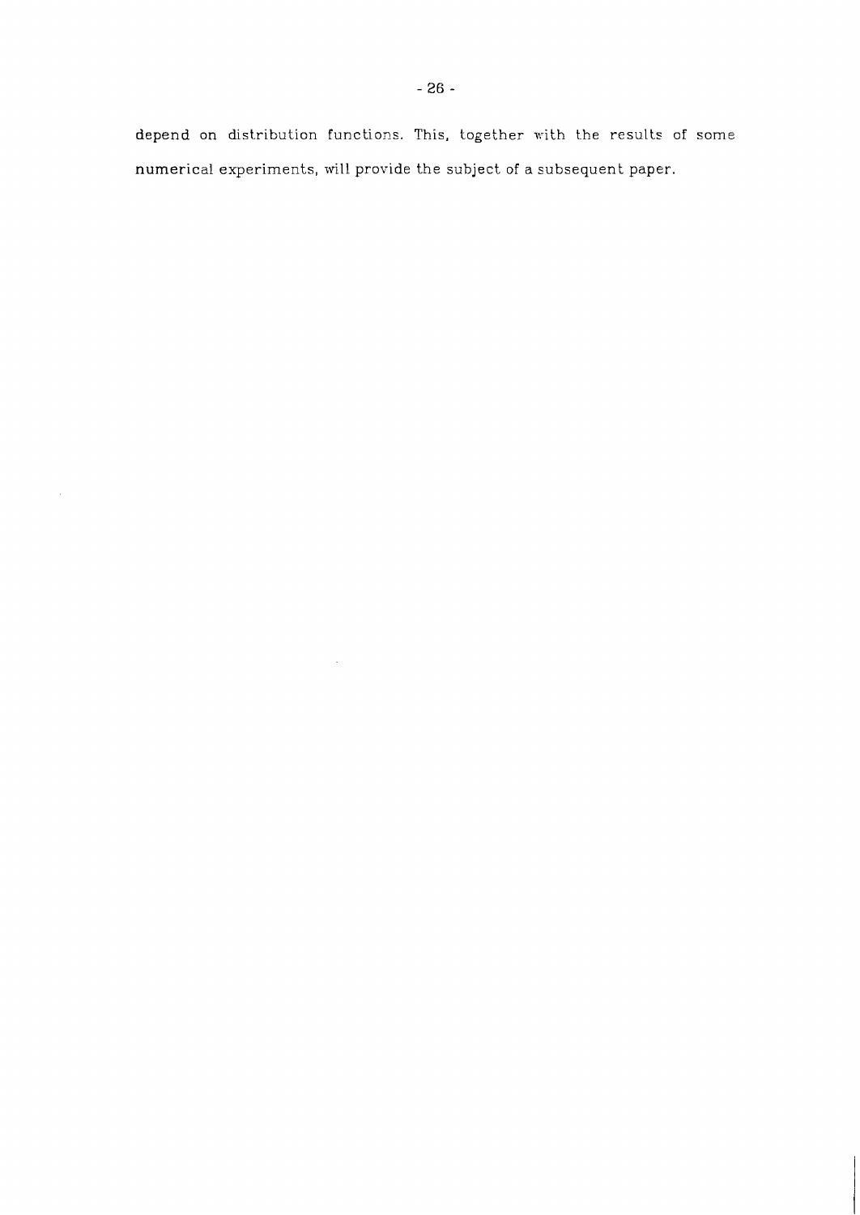depend on distribution functions. This, together with the results of some numerical experiments, will provide the subject of a subsequent paper.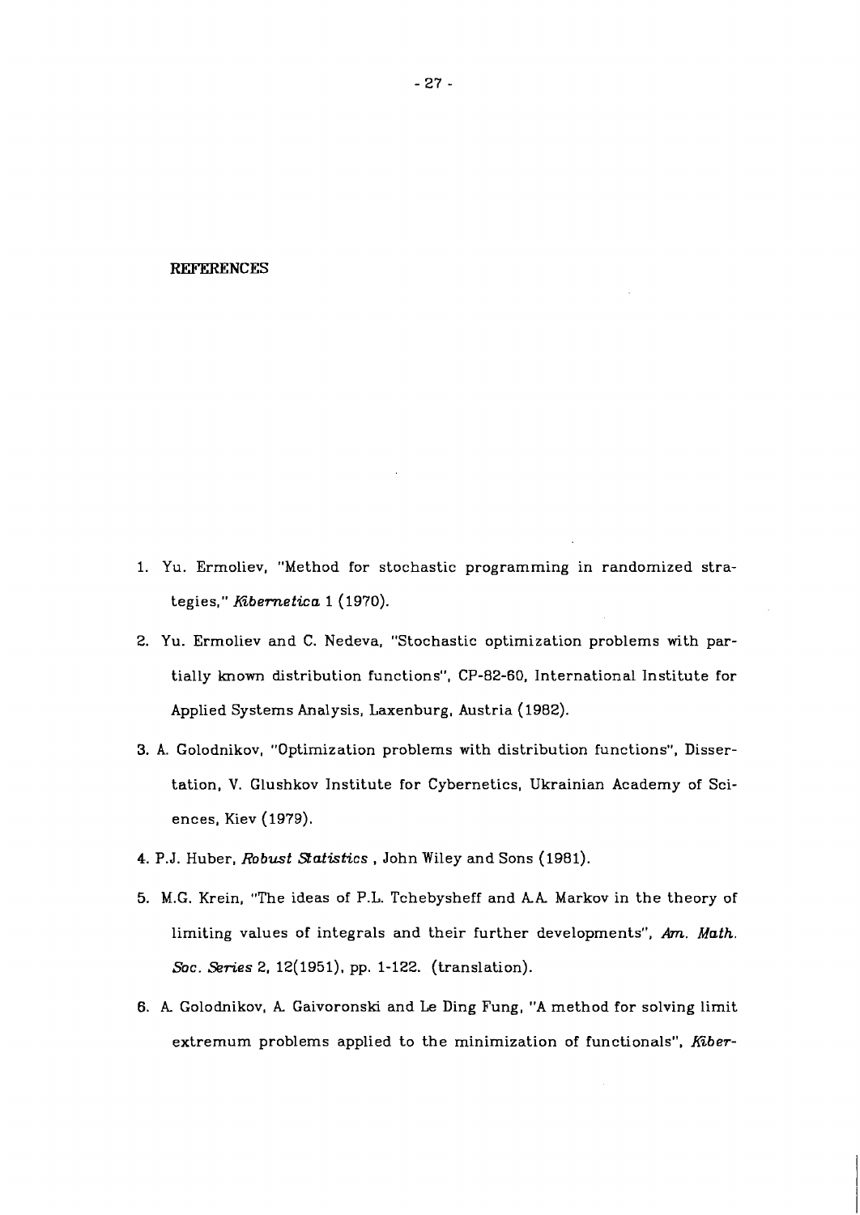## REFERENCES

1. Yu. Ermoliev, "Method for stochastic programming in randomized strategies," *Kibernetica* 1 (1970).

2. Yu. Ermoliev and C. Nedeva, "Stochastic optimization problems with partially known distribution functions", CP-82-60, International Institute for Applied Systems Analysis, Laxenburg, Austria (1982).

3. A. Golodnikov, "Optimization problems with distribution functions", Dissertation, V. Glushkov Institute for Cybernetics, Ukrainian Academy of Sciences, Kiev (1979).

4. P.J. Huber, *Robust Statistics* , John Wiley and Sons (1981).

5. M.G. Krein, "The ideas of P.L. Tchebysheff and A.A. Markov in the theory of limiting values of integrals and their further developments", *Am. Math. Soc. Series* 2, 12(1951), pp. 1-122. (translation).

6. A. Golodnikov, A. Gaivoronski and Le Ding Fung, "A method for solving limit extremum problems applied to the minimization of functionals", *Kiber-*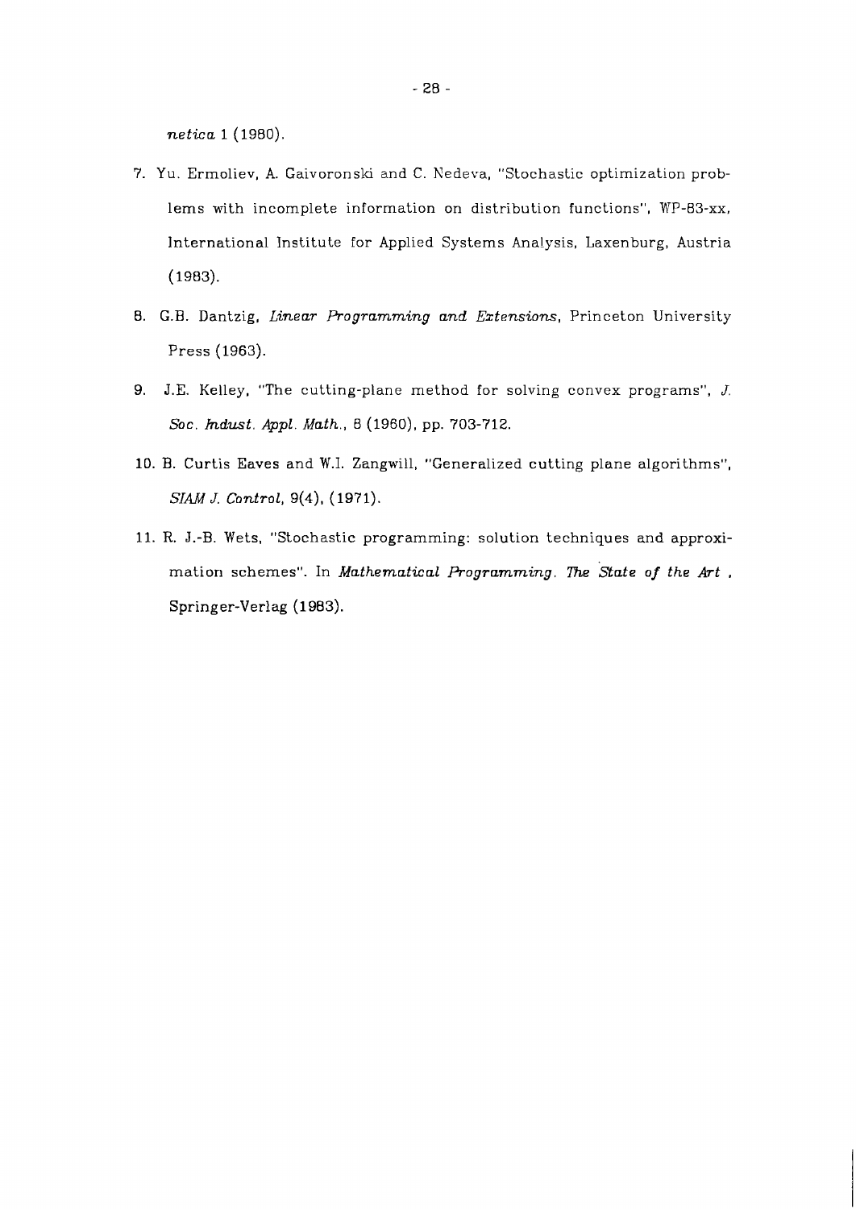*netica* 1 (1980).

7. Yu. Ermoliev, A. Gaivoronski and C. Nedeva, "Stochastic optimization problems with incomplete information on distribution functions", WP-83-xx, International Institute for Applied Systems Analysis, Laxenburg, Austria (1983).

8. G.B. Dantzig, *Linear Programming and Extensions*, Princeton University Press (1963).

9. J.E. Kelley, "The cutting-plane method for solving convex programs", *J. Soc. Indust. Appl. Math.*, 8 (1960), pp. 703-712.

10. B. Curtis Eaves and W.I. Zangwill, "Generalized cutting plane algorithms", *SIAM J. Control*, 9(4), (1971).

11. R. J.-B. Wets, "Stochastic programming: solution techniques and approximation schemes". In *Mathematical Programming. The State of the Art*, Springer-Verlag (1983).